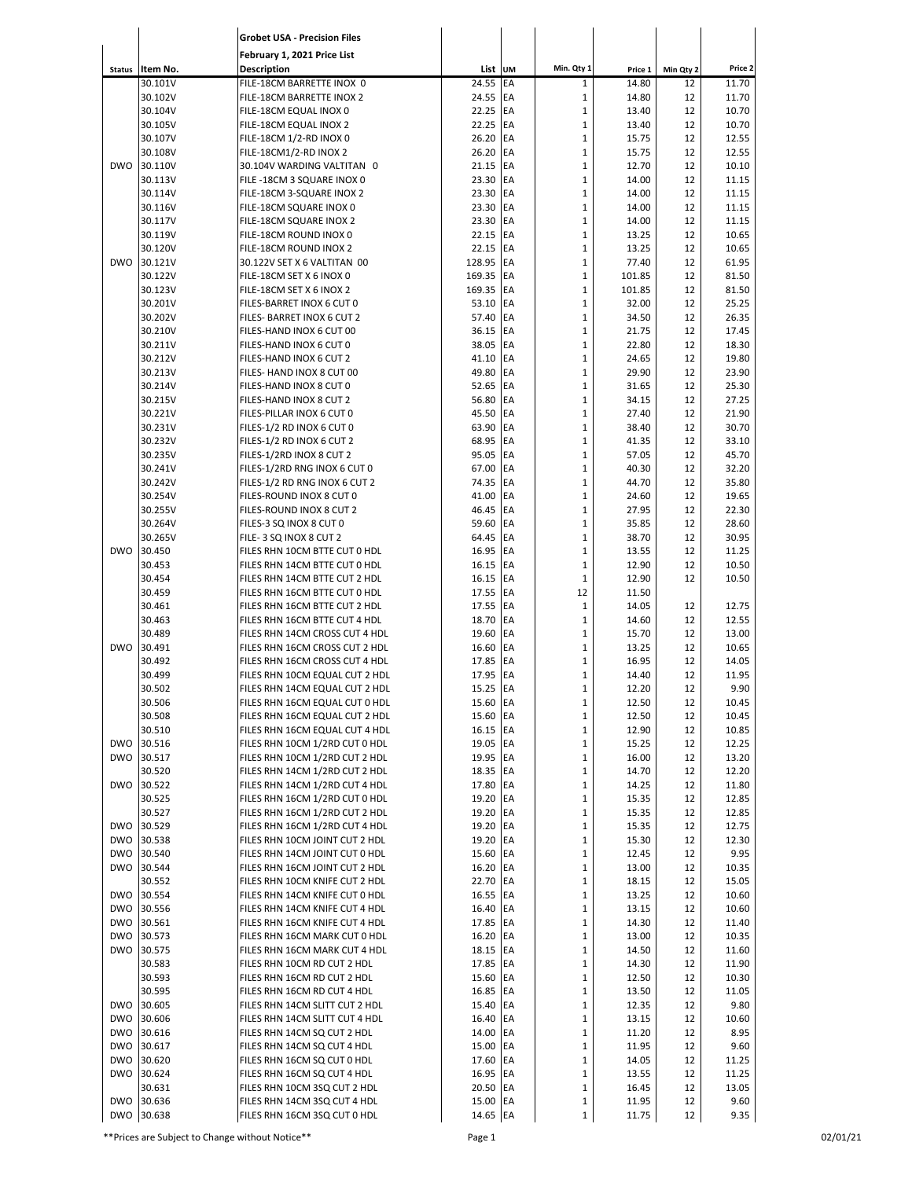**Grobet USA - Precision Files**

**February 1, 2021 Price List**

| Status | Item No. | Description | List | UM | Min. Qty 1 | Price 1 | Min Qty 2 | Price 2 |
|---|---|---|---|---|---|---|---|---|
| | 30.101V | FILE-18CM BARRETTE INOX 0 | 24.55 | EA | 1 | 14.80 | 12 | 11.70 |
| | 30.102V | FILE-18CM BARRETTE INOX 2 | 24.55 | EA | 1 | 14.80 | 12 | 11.70 |
| | 30.104V | FILE-18CM EQUAL INOX 0 | 22.25 | EA | 1 | 13.40 | 12 | 10.70 |
| | 30.105V | FILE-18CM EQUAL INOX 2 | 22.25 | EA | 1 | 13.40 | 12 | 10.70 |
| | 30.107V | FILE-18CM 1/2-RD INOX 0 | 26.20 | EA | 1 | 15.75 | 12 | 12.55 |
| | 30.108V | FILE-18CM1/2-RD INOX 2 | 26.20 | EA | 1 | 15.75 | 12 | 12.55 |
| DWO | 30.110V | 30.104V WARDING VALTITAN 0 | 21.15 | EA | 1 | 12.70 | 12 | 10.10 |
| | 30.113V | FILE -18CM 3 SQUARE INOX 0 | 23.30 | EA | 1 | 14.00 | 12 | 11.15 |
| | 30.114V | FILE-18CM 3-SQUARE INOX 2 | 23.30 | EA | 1 | 14.00 | 12 | 11.15 |
| | 30.116V | FILE-18CM SQUARE INOX 0 | 23.30 | EA | 1 | 14.00 | 12 | 11.15 |
| | 30.117V | FILE-18CM SQUARE INOX 2 | 23.30 | EA | 1 | 14.00 | 12 | 11.15 |
| | 30.119V | FILE-18CM ROUND INOX 0 | 22.15 | EA | 1 | 13.25 | 12 | 10.65 |
| | 30.120V | FILE-18CM ROUND INOX 2 | 22.15 | EA | 1 | 13.25 | 12 | 10.65 |
| DWO | 30.121V | 30.122V SET X 6 VALTITAN 00 | 128.95 | EA | 1 | 77.40 | 12 | 61.95 |
| | 30.122V | FILE-18CM SET X 6 INOX 0 | 169.35 | EA | 1 | 101.85 | 12 | 81.50 |
| | 30.123V | FILE-18CM SET X 6 INOX 2 | 169.35 | EA | 1 | 101.85 | 12 | 81.50 |
| | 30.201V | FILES-BARRET INOX 6 CUT 0 | 53.10 | EA | 1 | 32.00 | 12 | 25.25 |
| | 30.202V | FILES- BARRET INOX 6 CUT 2 | 57.40 | EA | 1 | 34.50 | 12 | 26.35 |
| | 30.210V | FILES-HAND INOX 6 CUT 00 | 36.15 | EA | 1 | 21.75 | 12 | 17.45 |
| | 30.211V | FILES-HAND INOX 6 CUT 0 | 38.05 | EA | 1 | 22.80 | 12 | 18.30 |
| | 30.212V | FILES-HAND INOX 6 CUT 2 | 41.10 | EA | 1 | 24.65 | 12 | 19.80 |
| | 30.213V | FILES- HAND INOX 8 CUT 00 | 49.80 | EA | 1 | 29.90 | 12 | 23.90 |
| | 30.214V | FILES-HAND INOX 8 CUT 0 | 52.65 | EA | 1 | 31.65 | 12 | 25.30 |
| | 30.215V | FILES-HAND INOX 8 CUT 2 | 56.80 | EA | 1 | 34.15 | 12 | 27.25 |
| | 30.221V | FILES-PILLAR INOX 6 CUT 0 | 45.50 | EA | 1 | 27.40 | 12 | 21.90 |
| | 30.231V | FILES-1/2 RD INOX 6 CUT 0 | 63.90 | EA | 1 | 38.40 | 12 | 30.70 |
| | 30.232V | FILES-1/2 RD INOX 6 CUT 2 | 68.95 | EA | 1 | 41.35 | 12 | 33.10 |
| | 30.235V | FILES-1/2RD INOX 8 CUT 2 | 95.05 | EA | 1 | 57.05 | 12 | 45.70 |
| | 30.241V | FILES-1/2RD RNG INOX 6 CUT 0 | 67.00 | EA | 1 | 40.30 | 12 | 32.20 |
| | 30.242V | FILES-1/2 RD RNG INOX 6 CUT 2 | 74.35 | EA | 1 | 44.70 | 12 | 35.80 |
| | 30.254V | FILES-ROUND INOX 8 CUT 0 | 41.00 | EA | 1 | 24.60 | 12 | 19.65 |
| | 30.255V | FILES-ROUND INOX 8 CUT 2 | 46.45 | EA | 1 | 27.95 | 12 | 22.30 |
| | 30.264V | FILES-3 SQ INOX 8 CUT 0 | 59.60 | EA | 1 | 35.85 | 12 | 28.60 |
| | 30.265V | FILE- 3 SQ INOX 8 CUT 2 | 64.45 | EA | 1 | 38.70 | 12 | 30.95 |
| DWO | 30.450 | FILES RHN 10CM BTTE CUT 0 HDL | 16.95 | EA | 1 | 13.55 | 12 | 11.25 |
| | 30.453 | FILES RHN 14CM BTTE CUT 0 HDL | 16.15 | EA | 1 | 12.90 | 12 | 10.50 |
| | 30.454 | FILES RHN 14CM BTTE CUT 2 HDL | 16.15 | EA | 1 | 12.90 | 12 | 10.50 |
| | 30.459 | FILES RHN 16CM BTTE CUT 0 HDL | 17.55 | EA | 12 | 11.50 | | |
| | 30.461 | FILES RHN 16CM BTTE CUT 2 HDL | 17.55 | EA | 1 | 14.05 | 12 | 12.75 |
| | 30.463 | FILES RHN 16CM BTTE CUT 4 HDL | 18.70 | EA | 1 | 14.60 | 12 | 12.55 |
| | 30.489 | FILES RHN 14CM CROSS CUT 4 HDL | 19.60 | EA | 1 | 15.70 | 12 | 13.00 |
| DWO | 30.491 | FILES RHN 16CM CROSS CUT 2 HDL | 16.60 | EA | 1 | 13.25 | 12 | 10.65 |
| | 30.492 | FILES RHN 16CM CROSS CUT 4 HDL | 17.85 | EA | 1 | 16.95 | 12 | 14.05 |
| | 30.499 | FILES RHN 10CM EQUAL CUT 2 HDL | 17.95 | EA | 1 | 14.40 | 12 | 11.95 |
| | 30.502 | FILES RHN 14CM EQUAL CUT 2 HDL | 15.25 | EA | 1 | 12.20 | 12 | 9.90 |
| | 30.506 | FILES RHN 16CM EQUAL CUT 0 HDL | 15.60 | EA | 1 | 12.50 | 12 | 10.45 |
| | 30.508 | FILES RHN 16CM EQUAL CUT 2 HDL | 15.60 | EA | 1 | 12.50 | 12 | 10.45 |
| | 30.510 | FILES RHN 16CM EQUAL CUT 4 HDL | 16.15 | EA | 1 | 12.90 | 12 | 10.85 |
| DWO | 30.516 | FILES RHN 10CM 1/2RD CUT 0 HDL | 19.05 | EA | 1 | 15.25 | 12 | 12.25 |
| DWO | 30.517 | FILES RHN 10CM 1/2RD CUT 2 HDL | 19.95 | EA | 1 | 16.00 | 12 | 13.20 |
| | 30.520 | FILES RHN 14CM 1/2RD CUT 2 HDL | 18.35 | EA | 1 | 14.70 | 12 | 12.20 |
| DWO | 30.522 | FILES RHN 14CM 1/2RD CUT 4 HDL | 17.80 | EA | 1 | 14.25 | 12 | 11.80 |
| | 30.525 | FILES RHN 16CM 1/2RD CUT 0 HDL | 19.20 | EA | 1 | 15.35 | 12 | 12.85 |
| | 30.527 | FILES RHN 16CM 1/2RD CUT 2 HDL | 19.20 | EA | 1 | 15.35 | 12 | 12.85 |
| DWO | 30.529 | FILES RHN 16CM 1/2RD CUT 4 HDL | 19.20 | EA | 1 | 15.35 | 12 | 12.75 |
| DWO | 30.538 | FILES RHN 10CM JOINT CUT 2 HDL | 19.20 | EA | 1 | 15.30 | 12 | 12.30 |
| DWO | 30.540 | FILES RHN 14CM JOINT CUT 0 HDL | 15.60 | EA | 1 | 12.45 | 12 | 9.95 |
| DWO | 30.544 | FILES RHN 16CM JOINT CUT 2 HDL | 16.20 | EA | 1 | 13.00 | 12 | 10.35 |
| | 30.552 | FILES RHN 10CM KNIFE CUT 2 HDL | 22.70 | EA | 1 | 18.15 | 12 | 15.05 |
| DWO | 30.554 | FILES RHN 14CM KNIFE CUT 0 HDL | 16.55 | EA | 1 | 13.25 | 12 | 10.60 |
| DWO | 30.556 | FILES RHN 14CM KNIFE CUT 4 HDL | 16.40 | EA | 1 | 13.15 | 12 | 10.60 |
| DWO | 30.561 | FILES RHN 16CM KNIFE CUT 4 HDL | 17.85 | EA | 1 | 14.30 | 12 | 11.40 |
| DWO | 30.573 | FILES RHN 16CM MARK CUT 0 HDL | 16.20 | EA | 1 | 13.00 | 12 | 10.35 |
| DWO | 30.575 | FILES RHN 16CM MARK CUT 4 HDL | 18.15 | EA | 1 | 14.50 | 12 | 11.60 |
| | 30.583 | FILES RHN 10CM RD CUT 2 HDL | 17.85 | EA | 1 | 14.30 | 12 | 11.90 |
| | 30.593 | FILES RHN 16CM RD CUT 2 HDL | 15.60 | EA | 1 | 12.50 | 12 | 10.30 |
| | 30.595 | FILES RHN 16CM RD CUT 4 HDL | 16.85 | EA | 1 | 13.50 | 12 | 11.05 |
| DWO | 30.605 | FILES RHN 14CM SLITT CUT 2 HDL | 15.40 | EA | 1 | 12.35 | 12 | 9.80 |
| DWO | 30.606 | FILES RHN 14CM SLITT CUT 4 HDL | 16.40 | EA | 1 | 13.15 | 12 | 10.60 |
| DWO | 30.616 | FILES RHN 14CM SQ CUT 2 HDL | 14.00 | EA | 1 | 11.20 | 12 | 8.95 |
| DWO | 30.617 | FILES RHN 14CM SQ CUT 4 HDL | 15.00 | EA | 1 | 11.95 | 12 | 9.60 |
| DWO | 30.620 | FILES RHN 16CM SQ CUT 0 HDL | 17.60 | EA | 1 | 14.05 | 12 | 11.25 |
| DWO | 30.624 | FILES RHN 16CM SQ CUT 4 HDL | 16.95 | EA | 1 | 13.55 | 12 | 11.25 |
| | 30.631 | FILES RHN 10CM 3SQ CUT 2 HDL | 20.50 | EA | 1 | 16.45 | 12 | 13.05 |
| DWO | 30.636 | FILES RHN 14CM 3SQ CUT 4 HDL | 15.00 | EA | 1 | 11.95 | 12 | 9.60 |
| DWO | 30.638 | FILES RHN 16CM 3SQ CUT 0 HDL | 14.65 | EA | 1 | 11.75 | 12 | 9.35 |

**Prices are Subject to Change without Notice**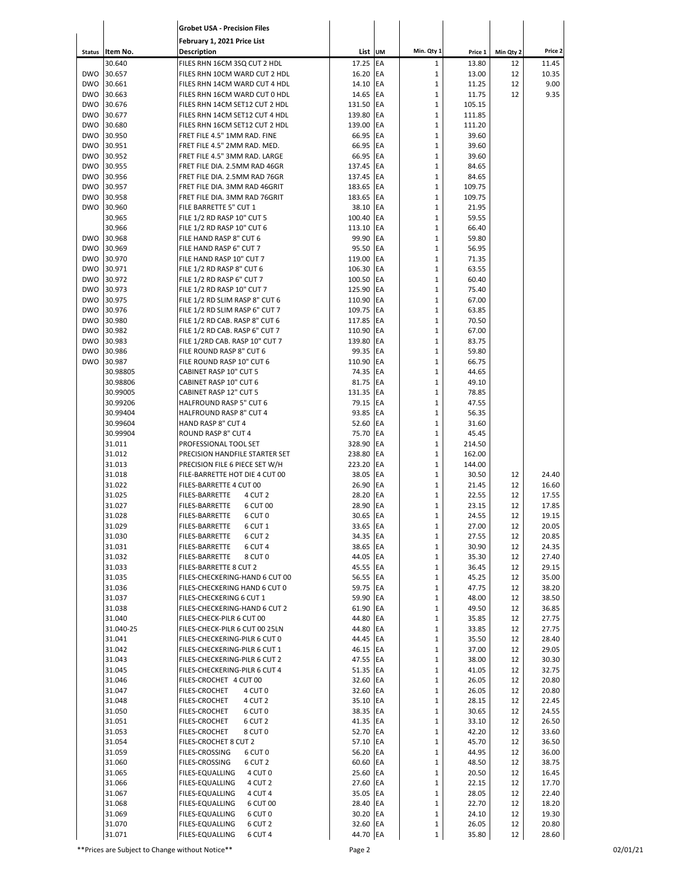**Grobet USA - Precision Files**

**February 1, 2021 Price List**

| Status | Item No. | Description | List | UM | Min. Qty 1 | Price 1 | Min Qty 2 | Price 2 |
|---|---|---|---|---|---|---|---|---|
| | 30.640 | FILES RHN 16CM 3SQ CUT 2 HDL | 17.25 | EA | 1 | 13.80 | 12 | 11.45 |
| DWO | 30.657 | FILES RHN 10CM WARD CUT 2 HDL | 16.20 | EA | 1 | 13.00 | 12 | 10.35 |
| DWO | 30.661 | FILES RHN 14CM WARD CUT 4 HDL | 14.10 | EA | 1 | 11.25 | 12 | 9.00 |
| DWO | 30.663 | FILES RHN 16CM WARD CUT 0 HDL | 14.65 | EA | 1 | 11.75 | 12 | 9.35 |
| DWO | 30.676 | FILES RHN 14CM SET12 CUT 2 HDL | 131.50 | EA | 1 | 105.15 | | |
| DWO | 30.677 | FILES RHN 14CM SET12 CUT 4 HDL | 139.80 | EA | 1 | 111.85 | | |
| DWO | 30.680 | FILES RHN 16CM SET12 CUT 2 HDL | 139.00 | EA | 1 | 111.20 | | |
| DWO | 30.950 | FRET FILE 4.5" 1MM RAD. FINE | 66.95 | EA | 1 | 39.60 | | |
| DWO | 30.951 | FRET FILE 4.5" 2MM RAD. MED. | 66.95 | EA | 1 | 39.60 | | |
| DWO | 30.952 | FRET FILE 4.5" 3MM RAD. LARGE | 66.95 | EA | 1 | 39.60 | | |
| DWO | 30.955 | FRET FILE DIA. 2.5MM RAD 46GR | 137.45 | EA | 1 | 84.65 | | |
| DWO | 30.956 | FRET FILE DIA. 2.5MM RAD 76GR | 137.45 | EA | 1 | 84.65 | | |
| DWO | 30.957 | FRET FILE DIA. 3MM RAD 46GRIT | 183.65 | EA | 1 | 109.75 | | |
| DWO | 30.958 | FRET FILE DIA. 3MM RAD 76GRIT | 183.65 | EA | 1 | 109.75 | | |
| DWO | 30.960 | FILE BARRETTE 5" CUT 1 | 38.10 | EA | 1 | 21.95 | | |
| | 30.965 | FILE 1/2 RD RASP 10" CUT 5 | 100.40 | EA | 1 | 59.55 | | |
| | 30.966 | FILE 1/2 RD RASP 10" CUT 6 | 113.10 | EA | 1 | 66.40 | | |
| DWO | 30.968 | FILE HAND RASP 8" CUT 6 | 99.90 | EA | 1 | 59.80 | | |
| DWO | 30.969 | FILE HAND RASP 6" CUT 7 | 95.50 | EA | 1 | 56.95 | | |
| DWO | 30.970 | FILE HAND RASP 10" CUT 7 | 119.00 | EA | 1 | 71.35 | | |
| DWO | 30.971 | FILE 1/2 RD RASP 8" CUT 6 | 106.30 | EA | 1 | 63.55 | | |
| DWO | 30.972 | FILE 1/2 RD RASP 6" CUT 7 | 100.50 | EA | 1 | 60.40 | | |
| DWO | 30.973 | FILE 1/2 RD RASP 10" CUT 7 | 125.90 | EA | 1 | 75.40 | | |
| DWO | 30.975 | FILE 1/2 RD SLIM RASP 8" CUT 6 | 110.90 | EA | 1 | 67.00 | | |
| DWO | 30.976 | FILE 1/2 RD SLIM RASP 6" CUT 7 | 109.75 | EA | 1 | 63.85 | | |
| DWO | 30.980 | FILE 1/2 RD CAB. RASP 8" CUT 6 | 117.85 | EA | 1 | 70.50 | | |
| DWO | 30.982 | FILE 1/2 RD CAB. RASP 6" CUT 7 | 110.90 | EA | 1 | 67.00 | | |
| DWO | 30.983 | FILE 1/2RD CAB. RASP 10" CUT 7 | 139.80 | EA | 1 | 83.75 | | |
| DWO | 30.986 | FILE ROUND RASP 8" CUT 6 | 99.35 | EA | 1 | 59.80 | | |
| DWO | 30.987 | FILE ROUND RASP 10" CUT 6 | 110.90 | EA | 1 | 66.75 | | |
| | 30.98805 | CABINET RASP 10" CUT 5 | 74.35 | EA | 1 | 44.65 | | |
| | 30.98806 | CABINET RASP 10" CUT 6 | 81.75 | EA | 1 | 49.10 | | |
| | 30.99005 | CABINET RASP 12" CUT 5 | 131.35 | EA | 1 | 78.85 | | |
| | 30.99206 | HALFROUND RASP 5" CUT 6 | 79.15 | EA | 1 | 47.55 | | |
| | 30.99404 | HALFROUND RASP 8" CUT 4 | 93.85 | EA | 1 | 56.35 | | |
| | 30.99604 | HAND RASP 8" CUT 4 | 52.60 | EA | 1 | 31.60 | | |
| | 30.99904 | ROUND RASP 8" CUT 4 | 75.70 | EA | 1 | 45.45 | | |
| | 31.011 | PROFESSIONAL TOOL SET | 328.90 | EA | 1 | 214.50 | | |
| | 31.012 | PRECISION HANDFILE STARTER SET | 238.80 | EA | 1 | 162.00 | | |
| | 31.013 | PRECISION FILE 6 PIECE SET W/H | 223.20 | EA | 1 | 144.00 | | |
| | 31.018 | FILE-BARRETTE HOT DIE 4 CUT 00 | 38.05 | EA | 1 | 30.50 | 12 | 24.40 |
| | 31.022 | FILES-BARRETTE 4 CUT 00 | 26.90 | EA | 1 | 21.45 | 12 | 16.60 |
| | 31.025 | FILES-BARRETTE 4 CUT 2 | 28.20 | EA | 1 | 22.55 | 12 | 17.55 |
| | 31.027 | FILES-BARRETTE 6 CUT 00 | 28.90 | EA | 1 | 23.15 | 12 | 17.85 |
| | 31.028 | FILES-BARRETTE 6 CUT 0 | 30.65 | EA | 1 | 24.55 | 12 | 19.15 |
| | 31.029 | FILES-BARRETTE 6 CUT 1 | 33.65 | EA | 1 | 27.00 | 12 | 20.05 |
| | 31.030 | FILES-BARRETTE 6 CUT 2 | 34.35 | EA | 1 | 27.55 | 12 | 20.85 |
| | 31.031 | FILES-BARRETTE 6 CUT 4 | 38.65 | EA | 1 | 30.90 | 12 | 24.35 |
| | 31.032 | FILES-BARRETTE 8 CUT 0 | 44.05 | EA | 1 | 35.30 | 12 | 27.40 |
| | 31.033 | FILES-BARRETTE 8 CUT 2 | 45.55 | EA | 1 | 36.45 | 12 | 29.15 |
| | 31.035 | FILES-CHECKERING-HAND 6 CUT 00 | 56.55 | EA | 1 | 45.25 | 12 | 35.00 |
| | 31.036 | FILES-CHECKERING HAND 6 CUT 0 | 59.75 | EA | 1 | 47.75 | 12 | 38.20 |
| | 31.037 | FILES-CHECKERING 6 CUT 1 | 59.90 | EA | 1 | 48.00 | 12 | 38.50 |
| | 31.038 | FILES-CHECKERING-HAND 6 CUT 2 | 61.90 | EA | 1 | 49.50 | 12 | 36.85 |
| | 31.040 | FILES-CHECK-PILR 6 CUT 00 | 44.80 | EA | 1 | 35.85 | 12 | 27.75 |
| | 31.040-25 | FILES-CHECK-PILR 6 CUT 00 25LN | 44.80 | EA | 1 | 33.85 | 12 | 27.75 |
| | 31.041 | FILES-CHECKERING-PILR 6 CUT 0 | 44.45 | EA | 1 | 35.50 | 12 | 28.40 |
| | 31.042 | FILES-CHECKERING-PILR 6 CUT 1 | 46.15 | EA | 1 | 37.00 | 12 | 29.05 |
| | 31.043 | FILES-CHECKERING-PILR 6 CUT 2 | 47.55 | EA | 1 | 38.00 | 12 | 30.30 |
| | 31.045 | FILES-CHECKERING-PILR 6 CUT 4 | 51.35 | EA | 1 | 41.05 | 12 | 32.75 |
| | 31.046 | FILES-CROCHET 4 CUT 00 | 32.60 | EA | 1 | 26.05 | 12 | 20.80 |
| | 31.047 | FILES-CROCHET 4 CUT 0 | 32.60 | EA | 1 | 26.05 | 12 | 20.80 |
| | 31.048 | FILES-CROCHET 4 CUT 2 | 35.10 | EA | 1 | 28.15 | 12 | 22.45 |
| | 31.050 | FILES-CROCHET 6 CUT 0 | 38.35 | EA | 1 | 30.65 | 12 | 24.55 |
| | 31.051 | FILES-CROCHET 6 CUT 2 | 41.35 | EA | 1 | 33.10 | 12 | 26.50 |
| | 31.053 | FILES-CROCHET 8 CUT 0 | 52.70 | EA | 1 | 42.20 | 12 | 33.60 |
| | 31.054 | FILES-CROCHET 8 CUT 2 | 57.10 | EA | 1 | 45.70 | 12 | 36.50 |
| | 31.059 | FILES-CROSSING 6 CUT 0 | 56.20 | EA | 1 | 44.95 | 12 | 36.00 |
| | 31.060 | FILES-CROSSING 6 CUT 2 | 60.60 | EA | 1 | 48.50 | 12 | 38.75 |
| | 31.065 | FILES-EQUALLING 4 CUT 0 | 25.60 | EA | 1 | 20.50 | 12 | 16.45 |
| | 31.066 | FILES-EQUALLING 4 CUT 2 | 27.60 | EA | 1 | 22.15 | 12 | 17.70 |
| | 31.067 | FILES-EQUALLING 4 CUT 4 | 35.05 | EA | 1 | 28.05 | 12 | 22.40 |
| | 31.068 | FILES-EQUALLING 6 CUT 00 | 28.40 | EA | 1 | 22.70 | 12 | 18.20 |
| | 31.069 | FILES-EQUALLING 6 CUT 0 | 30.20 | EA | 1 | 24.10 | 12 | 19.30 |
| | 31.070 | FILES-EQUALLING 6 CUT 2 | 32.60 | EA | 1 | 26.05 | 12 | 20.80 |
| | 31.071 | FILES-EQUALLING 6 CUT 4 | 44.70 | EA | 1 | 35.80 | 12 | 28.60 |

**Prices are Subject to Change without Notice**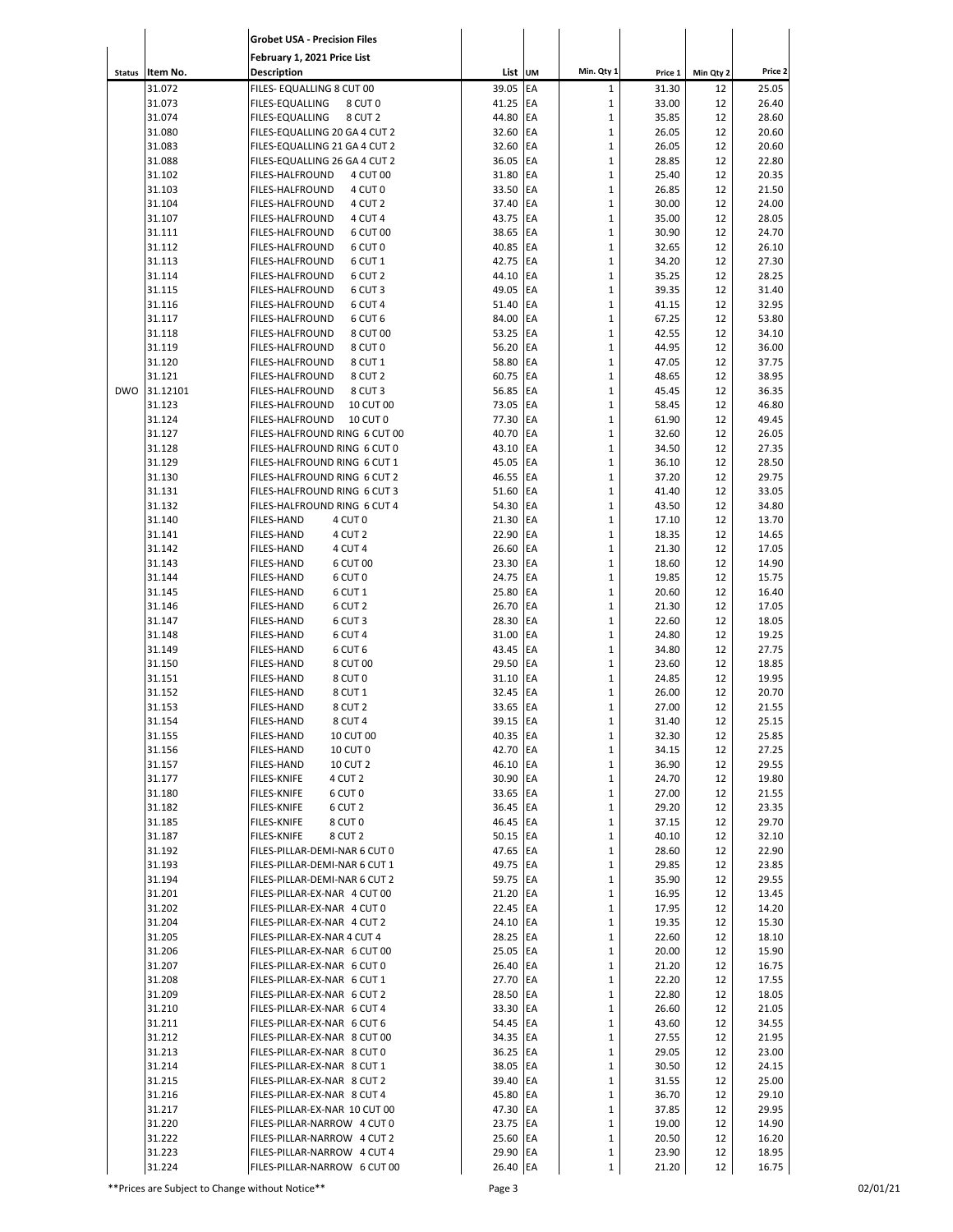| Status | Item No. | Grobet USA - Precision Files<br>February 1, 2021 Price List<br>Description | List | UM | Min. Qty 1 | Price 1 | Min Qty 2 | Price 2 |
|---|---|---|---|---|---|---|---|---|
| | 31.072 | FILES- EQUALLING 8 CUT 00 | 39.05 | EA | 1 | 31.30 | 12 | 25.05 |
| | 31.073 | FILES-EQUALLING 8 CUT 0 | 41.25 | EA | 1 | 33.00 | 12 | 26.40 |
| | 31.074 | FILES-EQUALLING 8 CUT 2 | 44.80 | EA | 1 | 35.85 | 12 | 28.60 |
| | 31.080 | FILES-EQUALLING 20 GA 4 CUT 2 | 32.60 | EA | 1 | 26.05 | 12 | 20.60 |
| | 31.083 | FILES-EQUALLING 21 GA 4 CUT 2 | 32.60 | EA | 1 | 26.05 | 12 | 20.60 |
| | 31.088 | FILES-EQUALLING 26 GA 4 CUT 2 | 36.05 | EA | 1 | 28.85 | 12 | 22.80 |
| | 31.102 | FILES-HALFROUND 4 CUT 00 | 31.80 | EA | 1 | 25.40 | 12 | 20.35 |
| | 31.103 | FILES-HALFROUND 4 CUT 0 | 33.50 | EA | 1 | 26.85 | 12 | 21.50 |
| | 31.104 | FILES-HALFROUND 4 CUT 2 | 37.40 | EA | 1 | 30.00 | 12 | 24.00 |
| | 31.107 | FILES-HALFROUND 4 CUT 4 | 43.75 | EA | 1 | 35.00 | 12 | 28.05 |
| | 31.111 | FILES-HALFROUND 6 CUT 00 | 38.65 | EA | 1 | 30.90 | 12 | 24.70 |
| | 31.112 | FILES-HALFROUND 6 CUT 0 | 40.85 | EA | 1 | 32.65 | 12 | 26.10 |
| | 31.113 | FILES-HALFROUND 6 CUT 1 | 42.75 | EA | 1 | 34.20 | 12 | 27.30 |
| | 31.114 | FILES-HALFROUND 6 CUT 2 | 44.10 | EA | 1 | 35.25 | 12 | 28.25 |
| | 31.115 | FILES-HALFROUND 6 CUT 3 | 49.05 | EA | 1 | 39.35 | 12 | 31.40 |
| | 31.116 | FILES-HALFROUND 6 CUT 4 | 51.40 | EA | 1 | 41.15 | 12 | 32.95 |
| | 31.117 | FILES-HALFROUND 6 CUT 6 | 84.00 | EA | 1 | 67.25 | 12 | 53.80 |
| | 31.118 | FILES-HALFROUND 8 CUT 00 | 53.25 | EA | 1 | 42.55 | 12 | 34.10 |
| | 31.119 | FILES-HALFROUND 8 CUT 0 | 56.20 | EA | 1 | 44.95 | 12 | 36.00 |
| | 31.120 | FILES-HALFROUND 8 CUT 1 | 58.80 | EA | 1 | 47.05 | 12 | 37.75 |
| | 31.121 | FILES-HALFROUND 8 CUT 2 | 60.75 | EA | 1 | 48.65 | 12 | 38.95 |
| DWO | 31.12101 | FILES-HALFROUND 8 CUT 3 | 56.85 | EA | 1 | 45.45 | 12 | 36.35 |
| | 31.123 | FILES-HALFROUND 10 CUT 00 | 73.05 | EA | 1 | 58.45 | 12 | 46.80 |
| | 31.124 | FILES-HALFROUND 10 CUT 0 | 77.30 | EA | 1 | 61.90 | 12 | 49.45 |
| | 31.127 | FILES-HALFROUND RING 6 CUT 00 | 40.70 | EA | 1 | 32.60 | 12 | 26.05 |
| | 31.128 | FILES-HALFROUND RING 6 CUT 0 | 43.10 | EA | 1 | 34.50 | 12 | 27.35 |
| | 31.129 | FILES-HALFROUND RING 6 CUT 1 | 45.05 | EA | 1 | 36.10 | 12 | 28.50 |
| | 31.130 | FILES-HALFROUND RING 6 CUT 2 | 46.55 | EA | 1 | 37.20 | 12 | 29.75 |
| | 31.131 | FILES-HALFROUND RING 6 CUT 3 | 51.60 | EA | 1 | 41.40 | 12 | 33.05 |
| | 31.132 | FILES-HALFROUND RING 6 CUT 4 | 54.30 | EA | 1 | 43.50 | 12 | 34.80 |
| | 31.140 | FILES-HAND 4 CUT 0 | 21.30 | EA | 1 | 17.10 | 12 | 13.70 |
| | 31.141 | FILES-HAND 4 CUT 2 | 22.90 | EA | 1 | 18.35 | 12 | 14.65 |
| | 31.142 | FILES-HAND 4 CUT 4 | 26.60 | EA | 1 | 21.30 | 12 | 17.05 |
| | 31.143 | FILES-HAND 6 CUT 00 | 23.30 | EA | 1 | 18.60 | 12 | 14.90 |
| | 31.144 | FILES-HAND 6 CUT 0 | 24.75 | EA | 1 | 19.85 | 12 | 15.75 |
| | 31.145 | FILES-HAND 6 CUT 1 | 25.80 | EA | 1 | 20.60 | 12 | 16.40 |
| | 31.146 | FILES-HAND 6 CUT 2 | 26.70 | EA | 1 | 21.30 | 12 | 17.05 |
| | 31.147 | FILES-HAND 6 CUT 3 | 28.30 | EA | 1 | 22.60 | 12 | 18.05 |
| | 31.148 | FILES-HAND 6 CUT 4 | 31.00 | EA | 1 | 24.80 | 12 | 19.25 |
| | 31.149 | FILES-HAND 6 CUT 6 | 43.45 | EA | 1 | 34.80 | 12 | 27.75 |
| | 31.150 | FILES-HAND 8 CUT 00 | 29.50 | EA | 1 | 23.60 | 12 | 18.85 |
| | 31.151 | FILES-HAND 8 CUT 0 | 31.10 | EA | 1 | 24.85 | 12 | 19.95 |
| | 31.152 | FILES-HAND 8 CUT 1 | 32.45 | EA | 1 | 26.00 | 12 | 20.70 |
| | 31.153 | FILES-HAND 8 CUT 2 | 33.65 | EA | 1 | 27.00 | 12 | 21.55 |
| | 31.154 | FILES-HAND 8 CUT 4 | 39.15 | EA | 1 | 31.40 | 12 | 25.15 |
| | 31.155 | FILES-HAND 10 CUT 00 | 40.35 | EA | 1 | 32.30 | 12 | 25.85 |
| | 31.156 | FILES-HAND 10 CUT 0 | 42.70 | EA | 1 | 34.15 | 12 | 27.25 |
| | 31.157 | FILES-HAND 10 CUT 2 | 46.10 | EA | 1 | 36.90 | 12 | 29.55 |
| | 31.177 | FILES-KNIFE 4 CUT 2 | 30.90 | EA | 1 | 24.70 | 12 | 19.80 |
| | 31.180 | FILES-KNIFE 6 CUT 0 | 33.65 | EA | 1 | 27.00 | 12 | 21.55 |
| | 31.182 | FILES-KNIFE 6 CUT 2 | 36.45 | EA | 1 | 29.20 | 12 | 23.35 |
| | 31.185 | FILES-KNIFE 8 CUT 0 | 46.45 | EA | 1 | 37.15 | 12 | 29.70 |
| | 31.187 | FILES-KNIFE 8 CUT 2 | 50.15 | EA | 1 | 40.10 | 12 | 32.10 |
| | 31.192 | FILES-PILLAR-DEMI-NAR 6 CUT 0 | 47.65 | EA | 1 | 28.60 | 12 | 22.90 |
| | 31.193 | FILES-PILLAR-DEMI-NAR 6 CUT 1 | 49.75 | EA | 1 | 29.85 | 12 | 23.85 |
| | 31.194 | FILES-PILLAR-DEMI-NAR 6 CUT 2 | 59.75 | EA | 1 | 35.90 | 12 | 29.55 |
| | 31.201 | FILES-PILLAR-EX-NAR 4 CUT 00 | 21.20 | EA | 1 | 16.95 | 12 | 13.45 |
| | 31.202 | FILES-PILLAR-EX-NAR 4 CUT 0 | 22.45 | EA | 1 | 17.95 | 12 | 14.20 |
| | 31.204 | FILES-PILLAR-EX-NAR 4 CUT 2 | 24.10 | EA | 1 | 19.35 | 12 | 15.30 |
| | 31.205 | FILES-PILLAR-EX-NAR 4 CUT 4 | 28.25 | EA | 1 | 22.60 | 12 | 18.10 |
| | 31.206 | FILES-PILLAR-EX-NAR 6 CUT 00 | 25.05 | EA | 1 | 20.00 | 12 | 15.90 |
| | 31.207 | FILES-PILLAR-EX-NAR 6 CUT 0 | 26.40 | EA | 1 | 21.20 | 12 | 16.75 |
| | 31.208 | FILES-PILLAR-EX-NAR 6 CUT 1 | 27.70 | EA | 1 | 22.20 | 12 | 17.55 |
| | 31.209 | FILES-PILLAR-EX-NAR 6 CUT 2 | 28.50 | EA | 1 | 22.80 | 12 | 18.05 |
| | 31.210 | FILES-PILLAR-EX-NAR 6 CUT 4 | 33.30 | EA | 1 | 26.60 | 12 | 21.05 |
| | 31.211 | FILES-PILLAR-EX-NAR 6 CUT 6 | 54.45 | EA | 1 | 43.60 | 12 | 34.55 |
| | 31.212 | FILES-PILLAR-EX-NAR 8 CUT 00 | 34.35 | EA | 1 | 27.55 | 12 | 21.95 |
| | 31.213 | FILES-PILLAR-EX-NAR 8 CUT 0 | 36.25 | EA | 1 | 29.05 | 12 | 23.00 |
| | 31.214 | FILES-PILLAR-EX-NAR 8 CUT 1 | 38.05 | EA | 1 | 30.50 | 12 | 24.15 |
| | 31.215 | FILES-PILLAR-EX-NAR 8 CUT 2 | 39.40 | EA | 1 | 31.55 | 12 | 25.00 |
| | 31.216 | FILES-PILLAR-EX-NAR 8 CUT 4 | 45.80 | EA | 1 | 36.70 | 12 | 29.10 |
| | 31.217 | FILES-PILLAR-EX-NAR 10 CUT 00 | 47.30 | EA | 1 | 37.85 | 12 | 29.95 |
| | 31.220 | FILES-PILLAR-NARROW 4 CUT 0 | 23.75 | EA | 1 | 19.00 | 12 | 14.90 |
| | 31.222 | FILES-PILLAR-NARROW 4 CUT 2 | 25.60 | EA | 1 | 20.50 | 12 | 16.20 |
| | 31.223 | FILES-PILLAR-NARROW 4 CUT 4 | 29.90 | EA | 1 | 23.90 | 12 | 18.95 |
| | 31.224 | FILES-PILLAR-NARROW 6 CUT 00 | 26.40 | EA | 1 | 21.20 | 12 | 16.75 |

**Prices are Subject to Change without Notice**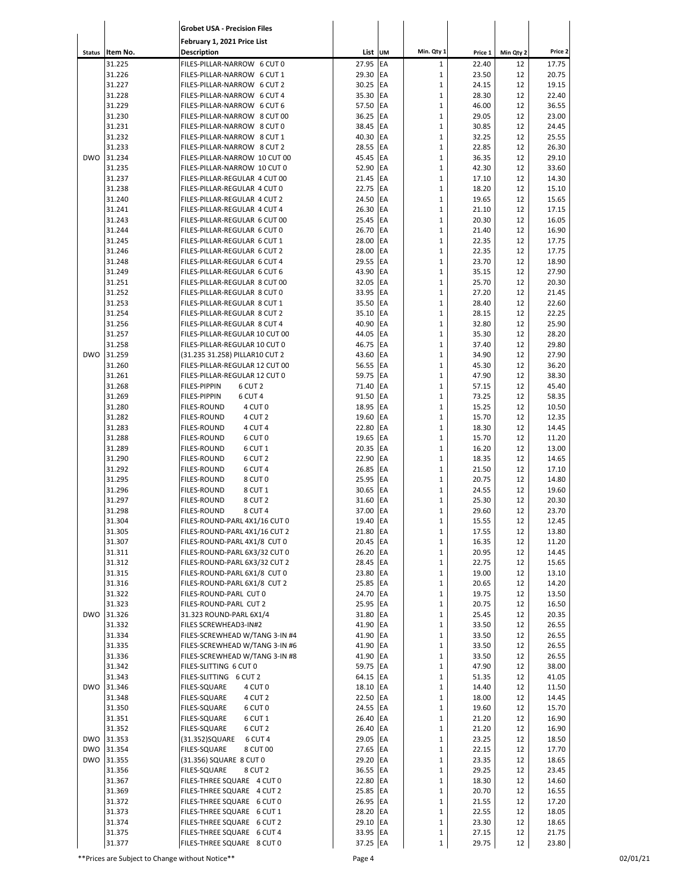| Status | Item No. | Grobet USA - Precision Files<br>February 1, 2021 Price List<br>Description | List | UM | Min. Qty 1 | Price 1 | Min Qty 2 | Price 2 |
|---|---|---|---|---|---|---|---|---|
| | 31.225 | FILES-PILLAR-NARROW 6 CUT 0 | 27.95 | EA | 1 | 22.40 | 12 | 17.75 |
| | 31.226 | FILES-PILLAR-NARROW 6 CUT 1 | 29.30 | EA | 1 | 23.50 | 12 | 20.75 |
| | 31.227 | FILES-PILLAR-NARROW 6 CUT 2 | 30.25 | EA | 1 | 24.15 | 12 | 19.15 |
| | 31.228 | FILES-PILLAR-NARROW 6 CUT 4 | 35.30 | EA | 1 | 28.30 | 12 | 22.40 |
| | 31.229 | FILES-PILLAR-NARROW 6 CUT 6 | 57.50 | EA | 1 | 46.00 | 12 | 36.55 |
| | 31.230 | FILES-PILLAR-NARROW 8 CUT 00 | 36.25 | EA | 1 | 29.05 | 12 | 23.00 |
| | 31.231 | FILES-PILLAR-NARROW 8 CUT 0 | 38.45 | EA | 1 | 30.85 | 12 | 24.45 |
| | 31.232 | FILES-PILLAR-NARROW 8 CUT 1 | 40.30 | EA | 1 | 32.25 | 12 | 25.55 |
| | 31.233 | FILES-PILLAR-NARROW 8 CUT 2 | 28.55 | EA | 1 | 22.85 | 12 | 26.30 |
| DWO | 31.234 | FILES-PILLAR-NARROW 10 CUT 00 | 45.45 | EA | 1 | 36.35 | 12 | 29.10 |
| | 31.235 | FILES-PILLAR-NARROW 10 CUT 0 | 52.90 | EA | 1 | 42.30 | 12 | 33.60 |
| | 31.237 | FILES-PILLAR-REGULAR 4 CUT 00 | 21.45 | EA | 1 | 17.10 | 12 | 14.30 |
| | 31.238 | FILES-PILLAR-REGULAR 4 CUT 0 | 22.75 | EA | 1 | 18.20 | 12 | 15.10 |
| | 31.240 | FILES-PILLAR-REGULAR 4 CUT 2 | 24.50 | EA | 1 | 19.65 | 12 | 15.65 |
| | 31.241 | FILES-PILLAR-REGULAR 4 CUT 4 | 26.30 | EA | 1 | 21.10 | 12 | 17.15 |
| | 31.243 | FILES-PILLAR-REGULAR 6 CUT 00 | 25.45 | EA | 1 | 20.30 | 12 | 16.05 |
| | 31.244 | FILES-PILLAR-REGULAR 6 CUT 0 | 26.70 | EA | 1 | 21.40 | 12 | 16.90 |
| | 31.245 | FILES-PILLAR-REGULAR 6 CUT 1 | 28.00 | EA | 1 | 22.35 | 12 | 17.75 |
| | 31.246 | FILES-PILLAR-REGULAR 6 CUT 2 | 28.00 | EA | 1 | 22.35 | 12 | 17.75 |
| | 31.248 | FILES-PILLAR-REGULAR 6 CUT 4 | 29.55 | EA | 1 | 23.70 | 12 | 18.90 |
| | 31.249 | FILES-PILLAR-REGULAR 6 CUT 6 | 43.90 | EA | 1 | 35.15 | 12 | 27.90 |
| | 31.251 | FILES-PILLAR-REGULAR 8 CUT 00 | 32.05 | EA | 1 | 25.70 | 12 | 20.30 |
| | 31.252 | FILES-PILLAR-REGULAR 8 CUT 0 | 33.95 | EA | 1 | 27.20 | 12 | 21.45 |
| | 31.253 | FILES-PILLAR-REGULAR 8 CUT 1 | 35.50 | EA | 1 | 28.40 | 12 | 22.60 |
| | 31.254 | FILES-PILLAR-REGULAR 8 CUT 2 | 35.10 | EA | 1 | 28.15 | 12 | 22.25 |
| | 31.256 | FILES-PILLAR-REGULAR 8 CUT 4 | 40.90 | EA | 1 | 32.80 | 12 | 25.90 |
| | 31.257 | FILES-PILLAR-REGULAR 10 CUT 00 | 44.05 | EA | 1 | 35.30 | 12 | 28.20 |
| | 31.258 | FILES-PILLAR-REGULAR 10 CUT 0 | 46.75 | EA | 1 | 37.40 | 12 | 29.80 |
| DWO | 31.259 | (31.235 31.258) PILLAR10 CUT 2 | 43.60 | EA | 1 | 34.90 | 12 | 27.90 |
| | 31.260 | FILES-PILLAR-REGULAR 12 CUT 00 | 56.55 | EA | 1 | 45.30 | 12 | 36.20 |
| | 31.261 | FILES-PILLAR-REGULAR 12 CUT 0 | 59.75 | EA | 1 | 47.90 | 12 | 38.30 |
| | 31.268 | FILES-PIPPIN 6 CUT 2 | 71.40 | EA | 1 | 57.15 | 12 | 45.40 |
| | 31.269 | FILES-PIPPIN 6 CUT 4 | 91.50 | EA | 1 | 73.25 | 12 | 58.35 |
| | 31.280 | FILES-ROUND 4 CUT 0 | 18.95 | EA | 1 | 15.25 | 12 | 10.50 |
| | 31.282 | FILES-ROUND 4 CUT 2 | 19.60 | EA | 1 | 15.70 | 12 | 12.35 |
| | 31.283 | FILES-ROUND 4 CUT 4 | 22.80 | EA | 1 | 18.30 | 12 | 14.45 |
| | 31.288 | FILES-ROUND 6 CUT 0 | 19.65 | EA | 1 | 15.70 | 12 | 11.20 |
| | 31.289 | FILES-ROUND 6 CUT 1 | 20.35 | EA | 1 | 16.20 | 12 | 13.00 |
| | 31.290 | FILES-ROUND 6 CUT 2 | 22.90 | EA | 1 | 18.35 | 12 | 14.65 |
| | 31.292 | FILES-ROUND 6 CUT 4 | 26.85 | EA | 1 | 21.50 | 12 | 17.10 |
| | 31.295 | FILES-ROUND 8 CUT 0 | 25.95 | EA | 1 | 20.75 | 12 | 14.80 |
| | 31.296 | FILES-ROUND 8 CUT 1 | 30.65 | EA | 1 | 24.55 | 12 | 19.60 |
| | 31.297 | FILES-ROUND 8 CUT 2 | 31.60 | EA | 1 | 25.30 | 12 | 20.30 |
| | 31.298 | FILES-ROUND 8 CUT 4 | 37.00 | EA | 1 | 29.60 | 12 | 23.70 |
| | 31.304 | FILES-ROUND-PARL 4X1/16 CUT 0 | 19.40 | EA | 1 | 15.55 | 12 | 12.45 |
| | 31.305 | FILES-ROUND-PARL 4X1/16 CUT 2 | 21.80 | EA | 1 | 17.55 | 12 | 13.80 |
| | 31.307 | FILES-ROUND-PARL 4X1/8 CUT 0 | 20.45 | EA | 1 | 16.35 | 12 | 11.20 |
| | 31.311 | FILES-ROUND-PARL 6X3/32 CUT 0 | 26.20 | EA | 1 | 20.95 | 12 | 14.45 |
| | 31.312 | FILES-ROUND-PARL 6X3/32 CUT 2 | 28.45 | EA | 1 | 22.75 | 12 | 15.65 |
| | 31.315 | FILES-ROUND-PARL 6X1/8 CUT 0 | 23.80 | EA | 1 | 19.00 | 12 | 13.10 |
| | 31.316 | FILES-ROUND-PARL 6X1/8 CUT 2 | 25.85 | EA | 1 | 20.65 | 12 | 14.20 |
| | 31.322 | FILES-ROUND-PARL CUT 0 | 24.70 | EA | 1 | 19.75 | 12 | 13.50 |
| | 31.323 | FILES-ROUND-PARL CUT 2 | 25.95 | EA | 1 | 20.75 | 12 | 16.50 |
| DWO | 31.326 | 31.323 ROUND-PARL 6X1/4 | 31.80 | EA | 1 | 25.45 | 12 | 20.35 |
| | 31.332 | FILES SCREWHEAD3-IN#2 | 41.90 | EA | 1 | 33.50 | 12 | 26.55 |
| | 31.334 | FILES-SCREWHEAD W/TANG 3-IN #4 | 41.90 | EA | 1 | 33.50 | 12 | 26.55 |
| | 31.335 | FILES-SCREWHEAD W/TANG 3-IN #6 | 41.90 | EA | 1 | 33.50 | 12 | 26.55 |
| | 31.336 | FILES-SCREWHEAD W/TANG 3-IN #8 | 41.90 | EA | 1 | 33.50 | 12 | 26.55 |
| | 31.342 | FILES-SLITTING 6 CUT 0 | 59.75 | EA | 1 | 47.90 | 12 | 38.00 |
| | 31.343 | FILES-SLITTING 6 CUT 2 | 64.15 | EA | 1 | 51.35 | 12 | 41.05 |
| DWO | 31.346 | FILES-SQUARE 4 CUT 0 | 18.10 | EA | 1 | 14.40 | 12 | 11.50 |
| | 31.348 | FILES-SQUARE 4 CUT 2 | 22.50 | EA | 1 | 18.00 | 12 | 14.45 |
| | 31.350 | FILES-SQUARE 6 CUT 0 | 24.55 | EA | 1 | 19.60 | 12 | 15.70 |
| | 31.351 | FILES-SQUARE 6 CUT 1 | 26.40 | EA | 1 | 21.20 | 12 | 16.90 |
| | 31.352 | FILES-SQUARE 6 CUT 2 | 26.40 | EA | 1 | 21.20 | 12 | 16.90 |
| DWO | 31.353 | (31.352)SQUARE 6 CUT 4 | 29.05 | EA | 1 | 23.25 | 12 | 18.50 |
| DWO | 31.354 | FILES-SQUARE 8 CUT 00 | 27.65 | EA | 1 | 22.15 | 12 | 17.70 |
| DWO | 31.355 | (31.356) SQUARE 8 CUT 0 | 29.20 | EA | 1 | 23.35 | 12 | 18.65 |
| | 31.356 | FILES-SQUARE 8 CUT 2 | 36.55 | EA | 1 | 29.25 | 12 | 23.45 |
| | 31.367 | FILES-THREE SQUARE 4 CUT 0 | 22.80 | EA | 1 | 18.30 | 12 | 14.60 |
| | 31.369 | FILES-THREE SQUARE 4 CUT 2 | 25.85 | EA | 1 | 20.70 | 12 | 16.55 |
| | 31.372 | FILES-THREE SQUARE 6 CUT 0 | 26.95 | EA | 1 | 21.55 | 12 | 17.20 |
| | 31.373 | FILES-THREE SQUARE 6 CUT 1 | 28.20 | EA | 1 | 22.55 | 12 | 18.05 |
| | 31.374 | FILES-THREE SQUARE 6 CUT 2 | 29.10 | EA | 1 | 23.30 | 12 | 18.65 |
| | 31.375 | FILES-THREE SQUARE 6 CUT 4 | 33.95 | EA | 1 | 27.15 | 12 | 21.75 |
| | 31.377 | FILES-THREE SQUARE 8 CUT 0 | 37.25 | EA | 1 | 29.75 | 12 | 23.80 |

**Prices are Subject to Change without Notice**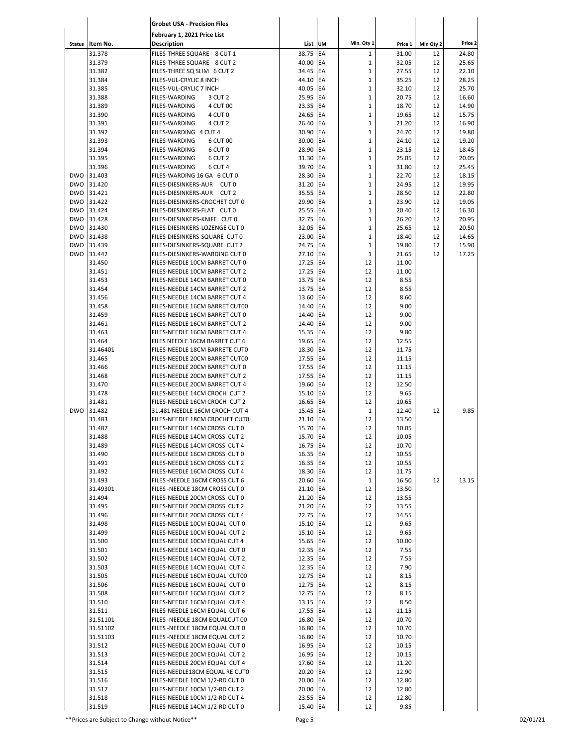**Grobet USA - Precision Files**

**February 1, 2021 Price List**

| Status | Item No. | Description | List | UM | Min. Qty 1 | Price 1 | Min Qty 2 | Price 2 |
|---|---|---|---|---|---|---|---|---|
| | 31.378 | FILES-THREE SQUARE 8 CUT 1 | 38.75 | EA | 1 | 31.00 | 12 | 24.80 |
| | 31.379 | FILES-THREE SQUARE 8 CUT 2 | 40.00 | EA | 1 | 32.05 | 12 | 25.65 |
| | 31.382 | FILES-THREE SQ SLIM 6 CUT 2 | 34.45 | EA | 1 | 27.55 | 12 | 22.10 |
| | 31.384 | FILES-VUL-CRYLIC 8 INCH | 44.10 | EA | 1 | 35.25 | 12 | 28.25 |
| | 31.385 | FILES-VUL-CRYLIC 7 INCH | 40.05 | EA | 1 | 32.10 | 12 | 25.70 |
| | 31.388 | FILES-WARDING 3 CUT 2 | 25.95 | EA | 1 | 20.75 | 12 | 16.60 |
| | 31.389 | FILES-WARDING 4 CUT 00 | 23.35 | EA | 1 | 18.70 | 12 | 14.90 |
| | 31.390 | FILES-WARDING 4 CUT 0 | 24.65 | EA | 1 | 19.65 | 12 | 15.75 |
| | 31.391 | FILES-WARDING 4 CUT 2 | 26.40 | EA | 1 | 21.20 | 12 | 16.90 |
| | 31.392 | FILES-WARDING 4 CUT 4 | 30.90 | EA | 1 | 24.70 | 12 | 19.80 |
| | 31.393 | FILES-WARDING 6 CUT 00 | 30.00 | EA | 1 | 24.10 | 12 | 19.20 |
| | 31.394 | FILES-WARDING 6 CUT 0 | 28.90 | EA | 1 | 23.15 | 12 | 18.45 |
| | 31.395 | FILES-WARDING 6 CUT 2 | 31.30 | EA | 1 | 25.05 | 12 | 20.05 |
| | 31.396 | FILES-WARDING 6 CUT 4 | 39.70 | EA | 1 | 31.80 | 12 | 25.45 |
| DWO | 31.403 | FILES-WARDING 16 GA 6 CUT 0 | 28.30 | EA | 1 | 22.70 | 12 | 18.15 |
| DWO | 31.420 | FILES-DIESINKERS-AUR CUT 0 | 31.20 | EA | 1 | 24.95 | 12 | 19.95 |
| DWO | 31.421 | FILES-DIESINKERS-AUR CUT 2 | 35.55 | EA | 1 | 28.50 | 12 | 22.80 |
| DWO | 31.422 | FILES-DIESINKERS-CROCHET CUT 0 | 29.90 | EA | 1 | 23.90 | 12 | 19.05 |
| DWO | 31.424 | FILES-DIESINKERS-FLAT CUT 0 | 25.55 | EA | 1 | 20.40 | 12 | 16.30 |
| DWO | 31.428 | FILES-DIESINKERS-KNIFE CUT 0 | 32.75 | EA | 1 | 26.20 | 12 | 20.95 |
| DWO | 31.430 | FILES-DIESINKERS-LOZENGE CUT 0 | 32.05 | EA | 1 | 25.65 | 12 | 20.50 |
| DWO | 31.438 | FILES-DIESINKERS-SQUARE CUT 0 | 23.00 | EA | 1 | 18.40 | 12 | 14.65 |
| DWO | 31.439 | FILES-DIESINKERS-SQUARE CUT 2 | 24.75 | EA | 1 | 19.80 | 12 | 15.90 |
| DWO | 31.442 | FILES-DIESINKERS-WARDING CUT 0 | 27.10 | EA | 1 | 21.65 | 12 | 17.25 |
| | 31.450 | FILES-NEEDLE 10CM BARRET CUT 0 | 17.25 | EA | 12 | 11.00 | | |
| | 31.451 | FILES-NEEDLE 10CM BARRET CUT 2 | 17.25 | EA | 12 | 11.00 | | |
| | 31.453 | FILES-NEEDLE 14CM BARRET CUT 0 | 13.75 | EA | 12 | 8.55 | | |
| | 31.454 | FILES-NEEDLE 14CM BARRET CUT 2 | 13.75 | EA | 12 | 8.55 | | |
| | 31.456 | FILES-NEEDLE 14CM BARRET CUT 4 | 13.60 | EA | 12 | 8.60 | | |
| | 31.458 | FILES-NEEDLE 16CM BARRET CUT00 | 14.40 | EA | 12 | 9.00 | | |
| | 31.459 | FILES-NEEDLE 16CM BARRET CUT 0 | 14.40 | EA | 12 | 9.00 | | |
| | 31.461 | FILES-NEEDLE 16CM BARRET CUT 2 | 14.40 | EA | 12 | 9.00 | | |
| | 31.463 | FILES-NEEDLE 16CM BARRET CUT 4 | 15.35 | EA | 12 | 9.80 | | |
| | 31.464 | FILES NEEDLE 16CM BARRET CUT 6 | 19.65 | EA | 12 | 12.55 | | |
| | 31.46401 | FILES-NEEDLE 18CM BARRETE CUT0 | 18.30 | EA | 12 | 11.75 | | |
| | 31.465 | FILES-NEEDLE 20CM BARRET CUT00 | 17.55 | EA | 12 | 11.15 | | |
| | 31.466 | FILES-NEEDLE 20CM BARRET CUT 0 | 17.55 | EA | 12 | 11.15 | | |
| | 31.468 | FILES-NEEDLE 20CM BARRET CUT 2 | 17.55 | EA | 12 | 11.15 | | |
| | 31.470 | FILES-NEEDLE 20CM BARRET CUT 4 | 19.60 | EA | 12 | 12.50 | | |
| | 31.478 | FILES-NEEDLE 14CM CROCH CUT 2 | 15.10 | EA | 12 | 9.65 | | |
| | 31.481 | FILES-NEEDLE 16CM CROCH CUT 2 | 16.65 | EA | 12 | 10.65 | | |
| DWO | 31.482 | 31.481 NEEDLE 16CM CROCH CUT 4 | 15.45 | EA | 1 | 12.40 | 12 | 9.85 |
| | 31.483 | FILES-NEEDLE 18CM CROCHET CUT0 | 21.10 | EA | 12 | 13.50 | | |
| | 31.487 | FILES-NEEDLE 14CM CROSS CUT 0 | 15.70 | EA | 12 | 10.05 | | |
| | 31.488 | FILES-NEEDLE 14CM CROSS CUT 2 | 15.70 | EA | 12 | 10.05 | | |
| | 31.489 | FILES-NEEDLE 14CM CROSS CUT 4 | 16.75 | EA | 12 | 10.70 | | |
| | 31.490 | FILES-NEEDLE 16CM CROSS CUT 0 | 16.35 | EA | 12 | 10.55 | | |
| | 31.491 | FILES-NEEDLE 16CM CROSS CUT 2 | 16.35 | EA | 12 | 10.55 | | |
| | 31.492 | FILES-NEEDLE 16CM CROSS CUT 4 | 18.30 | EA | 12 | 11.75 | | |
| | 31.493 | FILES -NEEDLE 16CM CROSS CUT 6 | 20.60 | EA | 1 | 16.50 | 12 | 13.15 |
| | 31.49301 | FILES -NEEDLE 18CM CROSS CUT 0 | 21.10 | EA | 12 | 13.50 | | |
| | 31.494 | FILES-NEEDLE 20CM CROSS CUT 0 | 21.20 | EA | 12 | 13.55 | | |
| | 31.495 | FILES-NEEDLE 20CM CROSS CUT 2 | 21.20 | EA | 12 | 13.55 | | |
| | 31.496 | FILES-NEEDLE 20CM CROSS CUT 4 | 22.75 | EA | 12 | 14.55 | | |
| | 31.498 | FILES-NEEDLE 10CM EQUAL CUT 0 | 15.10 | EA | 12 | 9.65 | | |
| | 31.499 | FILES-NEEDLE 10CM EQUAL CUT 2 | 15.10 | EA | 12 | 9.65 | | |
| | 31.500 | FILES-NEEDLE 10CM EQUAL CUT 4 | 15.65 | EA | 12 | 10.00 | | |
| | 31.501 | FILES-NEEDLE 14CM EQUAL CUT 0 | 12.35 | EA | 12 | 7.55 | | |
| | 31.502 | FILES-NEEDLE 14CM EQUAL CUT 2 | 12.35 | EA | 12 | 7.55 | | |
| | 31.503 | FILES-NEEDLE 14CM EQUAL CUT 4 | 12.35 | EA | 12 | 7.90 | | |
| | 31.505 | FILES-NEEDLE 16CM EQUAL CUT00 | 12.75 | EA | 12 | 8.15 | | |
| | 31.506 | FILES-NEEDLE 16CM EQUAL CUT 0 | 12.75 | EA | 12 | 8.15 | | |
| | 31.508 | FILES-NEEDLE 16CM EQUAL CUT 2 | 12.75 | EA | 12 | 8.15 | | |
| | 31.510 | FILES-NEEDLE 16CM EQUAL CUT 4 | 13.15 | EA | 12 | 8.50 | | |
| | 31.511 | FILES-NEEDLE 16CM EQUAL CUT 6 | 17.55 | EA | 12 | 11.15 | | |
| | 31.51101 | FILES -NEEDLE 18CM EQUALCUT 00 | 16.80 | EA | 12 | 10.70 | | |
| | 31.51102 | FILES -NEEDLE 18CM EQUAL CUT 0 | 16.80 | EA | 12 | 10.70 | | |
| | 31.51103 | FILES -NEEDLE 18CM EQUAL CUT 2 | 16.80 | EA | 12 | 10.70 | | |
| | 31.512 | FILES-NEEDLE 20CM EQUAL CUT 0 | 16.95 | EA | 12 | 10.15 | | |
| | 31.513 | FILES-NEEDLE 20CM EQUAL CUT 2 | 16.95 | EA | 12 | 10.15 | | |
| | 31.514 | FILES-NEEDLE 20CM EQUAL CUT 4 | 17.60 | EA | 12 | 11.20 | | |
| | 31.515 | FILES-NEEDLE18CM EQUAL RE CUT0 | 20.20 | EA | 12 | 12.90 | | |
| | 31.516 | FILES-NEEDLE 10CM 1/2-RD CUT 0 | 20.00 | EA | 12 | 12.80 | | |
| | 31.517 | FILES-NEEDLE 10CM 1/2-RD CUT 2 | 20.00 | EA | 12 | 12.80 | | |
| | 31.518 | FILES-NEEDLE 10CM 1/2-RD CUT 4 | 23.55 | EA | 12 | 12.80 | | |
| | 31.519 | FILES-NEEDLE 14CM 1/2-RD CUT 0 | 15.40 | EA | 12 | 9.85 | | |

**Prices are Subject to Change without Notice**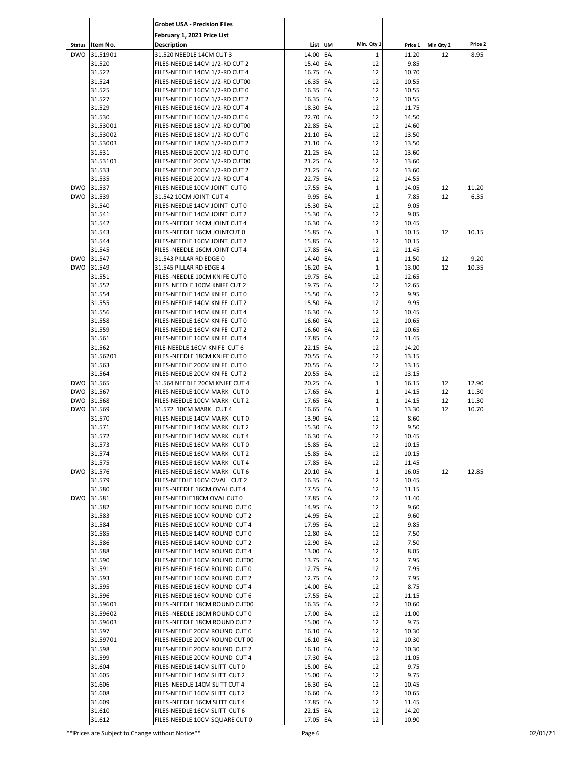**Grobet USA - Precision Files**

**February 1, 2021 Price List**

| Status | Item No. | Description | List | UM | Min. Qty 1 | Price 1 | Min Qty 2 | Price 2 |
|---|---|---|---|---|---|---|---|---|
| DWO | 31.51901 | 31.520 NEEDLE 14CM CUT 3 | 14.00 | EA | 1 | 11.20 | 12 | 8.95 |
| | 31.520 | FILES-NEEDLE 14CM 1/2-RD CUT 2 | 15.40 | EA | 12 | 9.85 | | |
| | 31.522 | FILES-NEEDLE 14CM 1/2-RD CUT 4 | 16.75 | EA | 12 | 10.70 | | |
| | 31.524 | FILES-NEEDLE 16CM 1/2-RD CUT00 | 16.35 | EA | 12 | 10.55 | | |
| | 31.525 | FILES-NEEDLE 16CM 1/2-RD CUT 0 | 16.35 | EA | 12 | 10.55 | | |
| | 31.527 | FILES-NEEDLE 16CM 1/2-RD CUT 2 | 16.35 | EA | 12 | 10.55 | | |
| | 31.529 | FILES-NEEDLE 16CM 1/2-RD CUT 4 | 18.30 | EA | 12 | 11.75 | | |
| | 31.530 | FILES-NEEDLE 16CM 1/2-RD CUT 6 | 22.70 | EA | 12 | 14.50 | | |
| | 31.53001 | FILES-NEEDLE 18CM 1/2-RD CUT00 | 22.85 | EA | 12 | 14.60 | | |
| | 31.53002 | FILES-NEEDLE 18CM 1/2-RD CUT 0 | 21.10 | EA | 12 | 13.50 | | |
| | 31.53003 | FILES-NEEDLE 18CM 1/2-RD CUT 2 | 21.10 | EA | 12 | 13.50 | | |
| | 31.531 | FILES-NEEDLE 20CM 1/2-RD CUT 0 | 21.25 | EA | 12 | 13.60 | | |
| | 31.53101 | FILES-NEEDLE 20CM 1/2-RD CUT00 | 21.25 | EA | 12 | 13.60 | | |
| | 31.533 | FILES-NEEDLE 20CM 1/2-RD CUT 2 | 21.25 | EA | 12 | 13.60 | | |
| | 31.535 | FILES-NEEDLE 20CM 1/2-RD CUT 4 | 22.75 | EA | 12 | 14.55 | | |
| DWO | 31.537 | FILES-NEEDLE 10CM JOINT CUT 0 | 17.55 | EA | 1 | 14.05 | 12 | 11.20 |
| DWO | 31.539 | 31.542 10CM JOINT CUT 4 | 9.95 | EA | 1 | 7.85 | 12 | 6.35 |
| | 31.540 | FILES-NEEDLE 14CM JOINT CUT 0 | 15.30 | EA | 12 | 9.05 | | |
| | 31.541 | FILES-NEEDLE 14CM JOINT CUT 2 | 15.30 | EA | 12 | 9.05 | | |
| | 31.542 | FILES -NEEDLE 14CM JOINT CUT 4 | 16.30 | EA | 12 | 10.45 | | |
| | 31.543 | FILES -NEEDLE 16CM JOINTCUT 0 | 15.85 | EA | 1 | 10.15 | 12 | 10.15 |
| | 31.544 | FILES-NEEDLE 16CM JOINT CUT 2 | 15.85 | EA | 12 | 10.15 | | |
| | 31.545 | FILES -NEEDLE 16CM JOINT CUT 4 | 17.85 | EA | 12 | 11.45 | | |
| DWO | 31.547 | 31.543 PILLAR RD EDGE 0 | 14.40 | EA | 1 | 11.50 | 12 | 9.20 |
| DWO | 31.549 | 31.545 PILLAR RD EDGE 4 | 16.20 | EA | 1 | 13.00 | 12 | 10.35 |
| | 31.551 | FILES -NEEDLE 10CM KNIFE CUT 0 | 19.75 | EA | 12 | 12.65 | | |
| | 31.552 | FILES NEEDLE 10CM KNIFE CUT 2 | 19.75 | EA | 12 | 12.65 | | |
| | 31.554 | FILES-NEEDLE 14CM KNIFE CUT 0 | 15.50 | EA | 12 | 9.95 | | |
| | 31.555 | FILES-NEEDLE 14CM KNIFE CUT 2 | 15.50 | EA | 12 | 9.95 | | |
| | 31.556 | FILES-NEEDLE 14CM KNIFE CUT 4 | 16.30 | EA | 12 | 10.45 | | |
| | 31.558 | FILES-NEEDLE 16CM KNIFE CUT 0 | 16.60 | EA | 12 | 10.65 | | |
| | 31.559 | FILES-NEEDLE 16CM KNIFE CUT 2 | 16.60 | EA | 12 | 10.65 | | |
| | 31.561 | FILES-NEEDLE 16CM KNIFE CUT 4 | 17.85 | EA | 12 | 11.45 | | |
| | 31.562 | FILE-NEEDLE 16CM KNIFE CUT 6 | 22.15 | EA | 12 | 14.20 | | |
| | 31.56201 | FILES -NEEDLE 18CM KNIFE CUT 0 | 20.55 | EA | 12 | 13.15 | | |
| | 31.563 | FILES-NEEDLE 20CM KNIFE CUT 0 | 20.55 | EA | 12 | 13.15 | | |
| | 31.564 | FILES-NEEDLE 20CM KNIFE CUT 2 | 20.55 | EA | 12 | 13.15 | | |
| DWO | 31.565 | 31.564 NEEDLE 20CM KNIFE CUT 4 | 20.25 | EA | 1 | 16.15 | 12 | 12.90 |
| DWO | 31.567 | FILES-NEEDLE 10CM MARK CUT 0 | 17.65 | EA | 1 | 14.15 | 12 | 11.30 |
| DWO | 31.568 | FILES-NEEDLE 10CM MARK CUT 2 | 17.65 | EA | 1 | 14.15 | 12 | 11.30 |
| DWO | 31.569 | 31.572 10CM MARK CUT 4 | 16.65 | EA | 1 | 13.30 | 12 | 10.70 |
| | 31.570 | FILES-NEEDLE 14CM MARK CUT 0 | 13.90 | EA | 12 | 8.60 | | |
| | 31.571 | FILES-NEEDLE 14CM MARK CUT 2 | 15.30 | EA | 12 | 9.50 | | |
| | 31.572 | FILES-NEEDLE 14CM MARK CUT 4 | 16.30 | EA | 12 | 10.45 | | |
| | 31.573 | FILES-NEEDLE 16CM MARK CUT 0 | 15.85 | EA | 12 | 10.15 | | |
| | 31.574 | FILES-NEEDLE 16CM MARK CUT 2 | 15.85 | EA | 12 | 10.15 | | |
| | 31.575 | FILES-NEEDLE 16CM MARK CUT 4 | 17.85 | EA | 12 | 11.45 | | |
| DWO | 31.576 | FILES-NEEDLE 16CM MARK CUT 6 | 20.10 | EA | 1 | 16.05 | 12 | 12.85 |
| | 31.579 | FILES-NEEDLE 16CM OVAL CUT 2 | 16.35 | EA | 12 | 10.45 | | |
| | 31.580 | FILES -NEEDLE 16CM OVAL CUT 4 | 17.55 | EA | 12 | 11.15 | | |
| DWO | 31.581 | FILES-NEEDLE18CM OVAL CUT 0 | 17.85 | EA | 12 | 11.40 | | |
| | 31.582 | FILES-NEEDLE 10CM ROUND CUT 0 | 14.95 | EA | 12 | 9.60 | | |
| | 31.583 | FILES-NEEDLE 10CM ROUND CUT 2 | 14.95 | EA | 12 | 9.60 | | |
| | 31.584 | FILES-NEEDLE 10CM ROUND CUT 4 | 17.95 | EA | 12 | 9.85 | | |
| | 31.585 | FILES-NEEDLE 14CM ROUND CUT 0 | 12.80 | EA | 12 | 7.50 | | |
| | 31.586 | FILES-NEEDLE 14CM ROUND CUT 2 | 12.90 | EA | 12 | 7.50 | | |
| | 31.588 | FILES-NEEDLE 14CM ROUND CUT 4 | 13.00 | EA | 12 | 8.05 | | |
| | 31.590 | FILES-NEEDLE 16CM ROUND CUT00 | 13.75 | EA | 12 | 7.95 | | |
| | 31.591 | FILES-NEEDLE 16CM ROUND CUT 0 | 12.75 | EA | 12 | 7.95 | | |
| | 31.593 | FILES-NEEDLE 16CM ROUND CUT 2 | 12.75 | EA | 12 | 7.95 | | |
| | 31.595 | FILES-NEEDLE 16CM ROUND CUT 4 | 14.00 | EA | 12 | 8.75 | | |
| | 31.596 | FILES-NEEDLE 16CM ROUND CUT 6 | 17.55 | EA | 12 | 11.15 | | |
| | 31.59601 | FILES -NEEDLE 18CM ROUND CUT00 | 16.35 | EA | 12 | 10.60 | | |
| | 31.59602 | FILES -NEEDLE 18CM ROUND CUT 0 | 17.00 | EA | 12 | 11.00 | | |
| | 31.59603 | FILES -NEEDLE 18CM ROUND CUT 2 | 15.00 | EA | 12 | 9.75 | | |
| | 31.597 | FILES-NEEDLE 20CM ROUND CUT 0 | 16.10 | EA | 12 | 10.30 | | |
| | 31.59701 | FILES-NEEDLE 20CM ROUND CUT 00 | 16.10 | EA | 12 | 10.30 | | |
| | 31.598 | FILES-NEEDLE 20CM ROUND CUT 2 | 16.10 | EA | 12 | 10.30 | | |
| | 31.599 | FILES-NEEDLE 20CM ROUND CUT 4 | 17.30 | EA | 12 | 11.05 | | |
| | 31.604 | FILES-NEEDLE 14CM SLITT CUT 0 | 15.00 | EA | 12 | 9.75 | | |
| | 31.605 | FILES-NEEDLE 14CM SLITT CUT 2 | 15.00 | EA | 12 | 9.75 | | |
| | 31.606 | FILES NEEDLE 14CM SLITT CUT 4 | 16.30 | EA | 12 | 10.45 | | |
| | 31.608 | FILES-NEEDLE 16CM SLITT CUT 2 | 16.60 | EA | 12 | 10.65 | | |
| | 31.609 | FILES -NEEDLE 16CM SLITT CUT 4 | 17.85 | EA | 12 | 11.45 | | |
| | 31.610 | FILES-NEEDLE 16CM SLITT CUT 6 | 22.15 | EA | 12 | 14.20 | | |
| | 31.612 | FILES-NEEDLE 10CM SQUARE CUT 0 | 17.05 | EA | 12 | 10.90 | | |

**Prices are Subject to Change without Notice**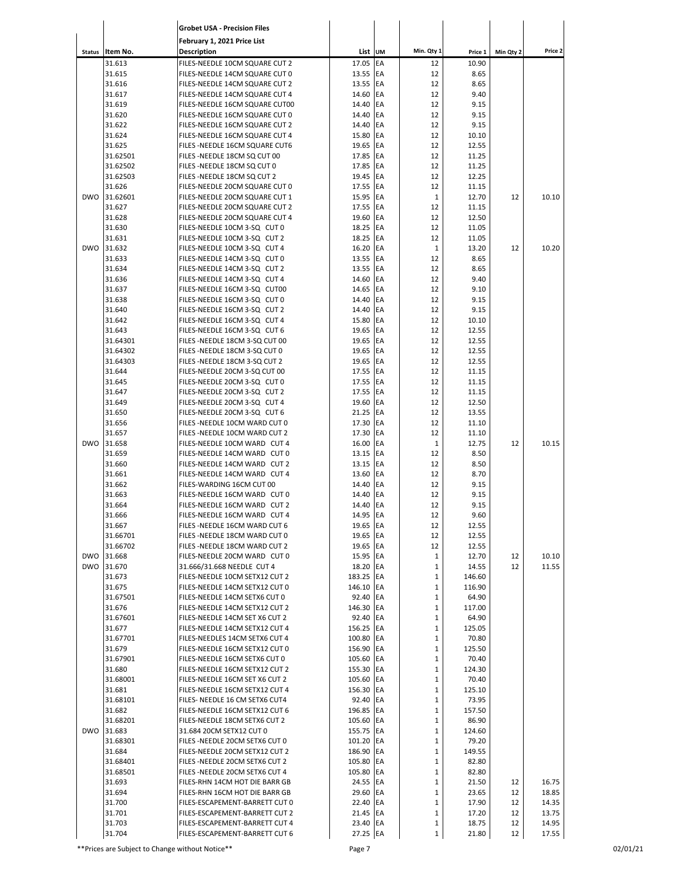**Grobet USA - Precision Files**

**February 1, 2021 Price List**

| Status | Item No. | Description | List | UM | Min. Qty 1 | Price 1 | Min Qty 2 | Price 2 |
|---|---|---|---|---|---|---|---|---|
| | 31.613 | FILES-NEEDLE 10CM SQUARE CUT 2 | 17.05 | EA | 12 | 10.90 | | |
| | 31.615 | FILES-NEEDLE 14CM SQUARE CUT 0 | 13.55 | EA | 12 | 8.65 | | |
| | 31.616 | FILES-NEEDLE 14CM SQUARE CUT 2 | 13.55 | EA | 12 | 8.65 | | |
| | 31.617 | FILES-NEEDLE 14CM SQUARE CUT 4 | 14.60 | EA | 12 | 9.40 | | |
| | 31.619 | FILES-NEEDLE 16CM SQUARE CUT00 | 14.40 | EA | 12 | 9.15 | | |
| | 31.620 | FILES-NEEDLE 16CM SQUARE CUT 0 | 14.40 | EA | 12 | 9.15 | | |
| | 31.622 | FILES-NEEDLE 16CM SQUARE CUT 2 | 14.40 | EA | 12 | 9.15 | | |
| | 31.624 | FILES-NEEDLE 16CM SQUARE CUT 4 | 15.80 | EA | 12 | 10.10 | | |
| | 31.625 | FILES -NEEDLE 16CM SQUARE CUT6 | 19.65 | EA | 12 | 12.55 | | |
| | 31.62501 | FILES -NEEDLE 18CM SQ CUT 00 | 17.85 | EA | 12 | 11.25 | | |
| | 31.62502 | FILES -NEEDLE 18CM SQ CUT 0 | 17.85 | EA | 12 | 11.25 | | |
| | 31.62503 | FILES -NEEDLE 18CM SQ CUT 2 | 19.45 | EA | 12 | 12.25 | | |
| | 31.626 | FILES-NEEDLE 20CM SQUARE CUT 0 | 17.55 | EA | 12 | 11.15 | | |
| DWO | 31.62601 | FILES-NEEDLE 20CM SQUARE CUT 1 | 15.95 | EA | 1 | 12.70 | 12 | 10.10 |
| | 31.627 | FILES-NEEDLE 20CM SQUARE CUT 2 | 17.55 | EA | 12 | 11.15 | | |
| | 31.628 | FILES-NEEDLE 20CM SQUARE CUT 4 | 19.60 | EA | 12 | 12.50 | | |
| | 31.630 | FILES-NEEDLE 10CM 3-SQ CUT 0 | 18.25 | EA | 12 | 11.05 | | |
| | 31.631 | FILES-NEEDLE 10CM 3-SQ CUT 2 | 18.25 | EA | 12 | 11.05 | | |
| DWO | 31.632 | FILES-NEEDLE 10CM 3-SQ CUT 4 | 16.20 | EA | 1 | 13.20 | 12 | 10.20 |
| | 31.633 | FILES-NEEDLE 14CM 3-SQ CUT 0 | 13.55 | EA | 12 | 8.65 | | |
| | 31.634 | FILES-NEEDLE 14CM 3-SQ CUT 2 | 13.55 | EA | 12 | 8.65 | | |
| | 31.636 | FILES-NEEDLE 14CM 3-SQ CUT 4 | 14.60 | EA | 12 | 9.40 | | |
| | 31.637 | FILES-NEEDLE 16CM 3-SQ CUT00 | 14.65 | EA | 12 | 9.10 | | |
| | 31.638 | FILES-NEEDLE 16CM 3-SQ CUT 0 | 14.40 | EA | 12 | 9.15 | | |
| | 31.640 | FILES-NEEDLE 16CM 3-SQ CUT 2 | 14.40 | EA | 12 | 9.15 | | |
| | 31.642 | FILES-NEEDLE 16CM 3-SQ CUT 4 | 15.80 | EA | 12 | 10.10 | | |
| | 31.643 | FILES-NEEDLE 16CM 3-SQ CUT 6 | 19.65 | EA | 12 | 12.55 | | |
| | 31.64301 | FILES -NEEDLE 18CM 3-SQ CUT 00 | 19.65 | EA | 12 | 12.55 | | |
| | 31.64302 | FILES -NEEDLE 18CM 3-SQ CUT 0 | 19.65 | EA | 12 | 12.55 | | |
| | 31.64303 | FILES -NEEDLE 18CM 3-SQ CUT 2 | 19.65 | EA | 12 | 12.55 | | |
| | 31.644 | FILES-NEEDLE 20CM 3-SQ CUT 00 | 17.55 | EA | 12 | 11.15 | | |
| | 31.645 | FILES-NEEDLE 20CM 3-SQ CUT 0 | 17.55 | EA | 12 | 11.15 | | |
| | 31.647 | FILES-NEEDLE 20CM 3-SQ CUT 2 | 17.55 | EA | 12 | 11.15 | | |
| | 31.649 | FILES-NEEDLE 20CM 3-SQ CUT 4 | 19.60 | EA | 12 | 12.50 | | |
| | 31.650 | FILES-NEEDLE 20CM 3-SQ CUT 6 | 21.25 | EA | 12 | 13.55 | | |
| | 31.656 | FILES -NEEDLE 10CM WARD CUT 0 | 17.30 | EA | 12 | 11.10 | | |
| | 31.657 | FILES -NEEDLE 10CM WARD CUT 2 | 17.30 | EA | 12 | 11.10 | | |
| DWO | 31.658 | FILES-NEEDLE 10CM WARD CUT 4 | 16.00 | EA | 1 | 12.75 | 12 | 10.15 |
| | 31.659 | FILES-NEEDLE 14CM WARD CUT 0 | 13.15 | EA | 12 | 8.50 | | |
| | 31.660 | FILES-NEEDLE 14CM WARD CUT 2 | 13.15 | EA | 12 | 8.50 | | |
| | 31.661 | FILES-NEEDLE 14CM WARD CUT 4 | 13.60 | EA | 12 | 8.70 | | |
| | 31.662 | FILES-WARDING 16CM CUT 00 | 14.40 | EA | 12 | 9.15 | | |
| | 31.663 | FILES-NEEDLE 16CM WARD CUT 0 | 14.40 | EA | 12 | 9.15 | | |
| | 31.664 | FILES-NEEDLE 16CM WARD CUT 2 | 14.40 | EA | 12 | 9.15 | | |
| | 31.666 | FILES-NEEDLE 16CM WARD CUT 4 | 14.95 | EA | 12 | 9.60 | | |
| | 31.667 | FILES -NEEDLE 16CM WARD CUT 6 | 19.65 | EA | 12 | 12.55 | | |
| | 31.66701 | FILES -NEEDLE 18CM WARD CUT 0 | 19.65 | EA | 12 | 12.55 | | |
| | 31.66702 | FILES -NEEDLE 18CM WARD CUT 2 | 19.65 | EA | 12 | 12.55 | | |
| DWO | 31.668 | FILES-NEEDLE 20CM WARD CUT 0 | 15.95 | EA | 1 | 12.70 | 12 | 10.10 |
| DWO | 31.670 | 31.666/31.668 NEEDLE CUT 4 | 18.20 | EA | 1 | 14.55 | 12 | 11.55 |
| | 31.673 | FILES-NEEDLE 10CM SETX12 CUT 2 | 183.25 | EA | 1 | 146.60 | | |
| | 31.675 | FILES-NEEDLE 14CM SETX12 CUT 0 | 146.10 | EA | 1 | 116.90 | | |
| | 31.67501 | FILES-NEEDLE 14CM SETX6 CUT 0 | 92.40 | EA | 1 | 64.90 | | |
| | 31.676 | FILES-NEEDLE 14CM SETX12 CUT 2 | 146.30 | EA | 1 | 117.00 | | |
| | 31.67601 | FILES-NEEDLE 14CM SET X6 CUT 2 | 92.40 | EA | 1 | 64.90 | | |
| | 31.677 | FILES-NEEDLE 14CM SETX12 CUT 4 | 156.25 | EA | 1 | 125.05 | | |
| | 31.67701 | FILES-NEEDLES 14CM SETX6 CUT 4 | 100.80 | EA | 1 | 70.80 | | |
| | 31.679 | FILES-NEEDLE 16CM SETX12 CUT 0 | 156.90 | EA | 1 | 125.50 | | |
| | 31.67901 | FILES-NEEDLE 16CM SETX6 CUT 0 | 105.60 | EA | 1 | 70.40 | | |
| | 31.680 | FILES-NEEDLE 16CM SETX12 CUT 2 | 155.30 | EA | 1 | 124.30 | | |
| | 31.68001 | FILES-NEEDLE 16CM SET X6 CUT 2 | 105.60 | EA | 1 | 70.40 | | |
| | 31.681 | FILES-NEEDLE 16CM SETX12 CUT 4 | 156.30 | EA | 1 | 125.10 | | |
| | 31.68101 | FILES- NEEDLE 16 CM SETX6 CUT4 | 92.40 | EA | 1 | 73.95 | | |
| | 31.682 | FILES-NEEDLE 16CM SETX12 CUT 6 | 196.85 | EA | 1 | 157.50 | | |
| | 31.68201 | FILES-NEEDLE 18CM SETX6 CUT 2 | 105.60 | EA | 1 | 86.90 | | |
| DWO | 31.683 | 31.684 20CM SETX12 CUT 0 | 155.75 | EA | 1 | 124.60 | | |
| | 31.68301 | FILES -NEEDLE 20CM SETX6 CUT 0 | 101.20 | EA | 1 | 79.20 | | |
| | 31.684 | FILES-NEEDLE 20CM SETX12 CUT 2 | 186.90 | EA | 1 | 149.55 | | |
| | 31.68401 | FILES -NEEDLE 20CM SETX6 CUT 2 | 105.80 | EA | 1 | 82.80 | | |
| | 31.68501 | FILES -NEEDLE 20CM SETX6 CUT 4 | 105.80 | EA | 1 | 82.80 | | |
| | 31.693 | FILES-RHN 14CM HOT DIE BARR GB | 24.55 | EA | 1 | 21.50 | 12 | 16.75 |
| | 31.694 | FILES-RHN 16CM HOT DIE BARR GB | 29.60 | EA | 1 | 23.65 | 12 | 18.85 |
| | 31.700 | FILES-ESCAPEMENT-BARRETT CUT 0 | 22.40 | EA | 1 | 17.90 | 12 | 14.35 |
| | 31.701 | FILES-ESCAPEMENT-BARRETT CUT 2 | 21.45 | EA | 1 | 17.20 | 12 | 13.75 |
| | 31.703 | FILES-ESCAPEMENT-BARRETT CUT 4 | 23.40 | EA | 1 | 18.75 | 12 | 14.95 |
| | 31.704 | FILES-ESCAPEMENT-BARRETT CUT 6 | 27.25 | EA | 1 | 21.80 | 12 | 17.55 |

**Prices are Subject to Change without Notice**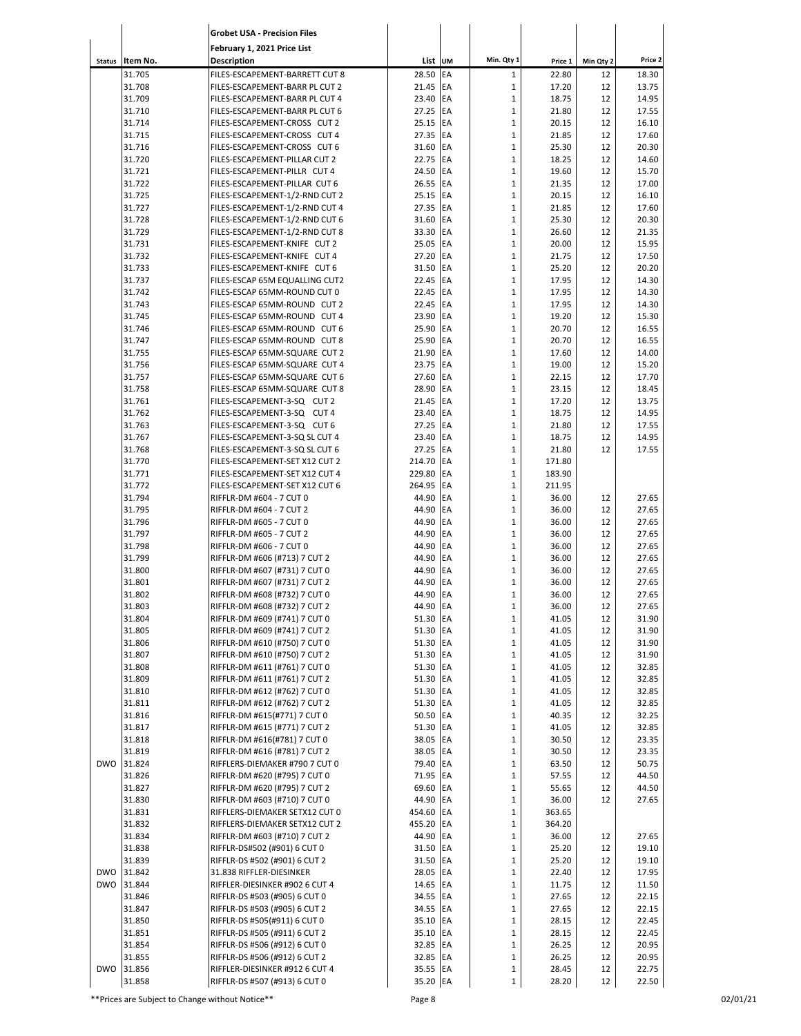**Grobet USA - Precision Files**

**February 1, 2021 Price List**

| Status | Item No. | Description | List | UM | Min. Qty 1 | Price 1 | Min Qty 2 | Price 2 |
|---|---|---|---|---|---|---|---|---|
| | 31.705 | FILES-ESCAPEMENT-BARRETT CUT 8 | 28.50 | EA | 1 | 22.80 | 12 | 18.30 |
| | 31.708 | FILES-ESCAPEMENT-BARR PL CUT 2 | 21.45 | EA | 1 | 17.20 | 12 | 13.75 |
| | 31.709 | FILES-ESCAPEMENT-BARR PL CUT 4 | 23.40 | EA | 1 | 18.75 | 12 | 14.95 |
| | 31.710 | FILES-ESCAPEMENT-BARR PL CUT 6 | 27.25 | EA | 1 | 21.80 | 12 | 17.55 |
| | 31.714 | FILES-ESCAPEMENT-CROSS CUT 2 | 25.15 | EA | 1 | 20.15 | 12 | 16.10 |
| | 31.715 | FILES-ESCAPEMENT-CROSS CUT 4 | 27.35 | EA | 1 | 21.85 | 12 | 17.60 |
| | 31.716 | FILES-ESCAPEMENT-CROSS CUT 6 | 31.60 | EA | 1 | 25.30 | 12 | 20.30 |
| | 31.720 | FILES-ESCAPEMENT-PILLAR CUT 2 | 22.75 | EA | 1 | 18.25 | 12 | 14.60 |
| | 31.721 | FILES-ESCAPEMENT-PILLR CUT 4 | 24.50 | EA | 1 | 19.60 | 12 | 15.70 |
| | 31.722 | FILES-ESCAPEMENT-PILLAR CUT 6 | 26.55 | EA | 1 | 21.35 | 12 | 17.00 |
| | 31.725 | FILES-ESCAPEMENT-1/2-RND CUT 2 | 25.15 | EA | 1 | 20.15 | 12 | 16.10 |
| | 31.727 | FILES-ESCAPEMENT-1/2-RND CUT 4 | 27.35 | EA | 1 | 21.85 | 12 | 17.60 |
| | 31.728 | FILES-ESCAPEMENT-1/2-RND CUT 6 | 31.60 | EA | 1 | 25.30 | 12 | 20.30 |
| | 31.729 | FILES-ESCAPEMENT-1/2-RND CUT 8 | 33.30 | EA | 1 | 26.60 | 12 | 21.35 |
| | 31.731 | FILES-ESCAPEMENT-KNIFE CUT 2 | 25.05 | EA | 1 | 20.00 | 12 | 15.95 |
| | 31.732 | FILES-ESCAPEMENT-KNIFE CUT 4 | 27.20 | EA | 1 | 21.75 | 12 | 17.50 |
| | 31.733 | FILES-ESCAPEMENT-KNIFE CUT 6 | 31.50 | EA | 1 | 25.20 | 12 | 20.20 |
| | 31.737 | FILES-ESCAP 65M EQUALLING CUT2 | 22.45 | EA | 1 | 17.95 | 12 | 14.30 |
| | 31.742 | FILES-ESCAP 65MM-ROUND CUT 0 | 22.45 | EA | 1 | 17.95 | 12 | 14.30 |
| | 31.743 | FILES-ESCAP 65MM-ROUND CUT 2 | 22.45 | EA | 1 | 17.95 | 12 | 14.30 |
| | 31.745 | FILES-ESCAP 65MM-ROUND CUT 4 | 23.90 | EA | 1 | 19.20 | 12 | 15.30 |
| | 31.746 | FILES-ESCAP 65MM-ROUND CUT 6 | 25.90 | EA | 1 | 20.70 | 12 | 16.55 |
| | 31.747 | FILES-ESCAP 65MM-ROUND CUT 8 | 25.90 | EA | 1 | 20.70 | 12 | 16.55 |
| | 31.755 | FILES-ESCAP 65MM-SQUARE CUT 2 | 21.90 | EA | 1 | 17.60 | 12 | 14.00 |
| | 31.756 | FILES-ESCAP 65MM-SQUARE CUT 4 | 23.75 | EA | 1 | 19.00 | 12 | 15.20 |
| | 31.757 | FILES-ESCAP 65MM-SQUARE CUT 6 | 27.60 | EA | 1 | 22.15 | 12 | 17.70 |
| | 31.758 | FILES-ESCAP 65MM-SQUARE CUT 8 | 28.90 | EA | 1 | 23.15 | 12 | 18.45 |
| | 31.761 | FILES-ESCAPEMENT-3-SQ CUT 2 | 21.45 | EA | 1 | 17.20 | 12 | 13.75 |
| | 31.762 | FILES-ESCAPEMENT-3-SQ CUT 4 | 23.40 | EA | 1 | 18.75 | 12 | 14.95 |
| | 31.763 | FILES-ESCAPEMENT-3-SQ CUT 6 | 27.25 | EA | 1 | 21.80 | 12 | 17.55 |
| | 31.767 | FILES-ESCAPEMENT-3-SQ SL CUT 4 | 23.40 | EA | 1 | 18.75 | 12 | 14.95 |
| | 31.768 | FILES-ESCAPEMENT-3-SQ SL CUT 6 | 27.25 | EA | 1 | 21.80 | 12 | 17.55 |
| | 31.770 | FILES-ESCAPEMENT-SET X12 CUT 2 | 214.70 | EA | 1 | 171.80 | | |
| | 31.771 | FILES-ESCAPEMENT-SET X12 CUT 4 | 229.80 | EA | 1 | 183.90 | | |
| | 31.772 | FILES-ESCAPEMENT-SET X12 CUT 6 | 264.95 | EA | 1 | 211.95 | | |
| | 31.794 | RIFFLR-DM #604 - 7 CUT 0 | 44.90 | EA | 1 | 36.00 | 12 | 27.65 |
| | 31.795 | RIFFLR-DM #604 - 7 CUT 2 | 44.90 | EA | 1 | 36.00 | 12 | 27.65 |
| | 31.796 | RIFFLR-DM #605 - 7 CUT 0 | 44.90 | EA | 1 | 36.00 | 12 | 27.65 |
| | 31.797 | RIFFLR-DM #605 - 7 CUT 2 | 44.90 | EA | 1 | 36.00 | 12 | 27.65 |
| | 31.798 | RIFFLR-DM #606 - 7 CUT 0 | 44.90 | EA | 1 | 36.00 | 12 | 27.65 |
| | 31.799 | RIFFLR-DM #606 (#713) 7 CUT 2 | 44.90 | EA | 1 | 36.00 | 12 | 27.65 |
| | 31.800 | RIFFLR-DM #607 (#731) 7 CUT 0 | 44.90 | EA | 1 | 36.00 | 12 | 27.65 |
| | 31.801 | RIFFLR-DM #607 (#731) 7 CUT 2 | 44.90 | EA | 1 | 36.00 | 12 | 27.65 |
| | 31.802 | RIFFLR-DM #608 (#732) 7 CUT 0 | 44.90 | EA | 1 | 36.00 | 12 | 27.65 |
| | 31.803 | RIFFLR-DM #608 (#732) 7 CUT 2 | 44.90 | EA | 1 | 36.00 | 12 | 27.65 |
| | 31.804 | RIFFLR-DM #609 (#741) 7 CUT 0 | 51.30 | EA | 1 | 41.05 | 12 | 31.90 |
| | 31.805 | RIFFLR-DM #609 (#741) 7 CUT 2 | 51.30 | EA | 1 | 41.05 | 12 | 31.90 |
| | 31.806 | RIFFLR-DM #610 (#750) 7 CUT 0 | 51.30 | EA | 1 | 41.05 | 12 | 31.90 |
| | 31.807 | RIFFLR-DM #610 (#750) 7 CUT 2 | 51.30 | EA | 1 | 41.05 | 12 | 31.90 |
| | 31.808 | RIFFLR-DM #611 (#761) 7 CUT 0 | 51.30 | EA | 1 | 41.05 | 12 | 32.85 |
| | 31.809 | RIFFLR-DM #611 (#761) 7 CUT 2 | 51.30 | EA | 1 | 41.05 | 12 | 32.85 |
| | 31.810 | RIFFLR-DM #612 (#762) 7 CUT 0 | 51.30 | EA | 1 | 41.05 | 12 | 32.85 |
| | 31.811 | RIFFLR-DM #612 (#762) 7 CUT 2 | 51.30 | EA | 1 | 41.05 | 12 | 32.85 |
| | 31.816 | RIFFLR-DM #615(#771) 7 CUT 0 | 50.50 | EA | 1 | 40.35 | 12 | 32.25 |
| | 31.817 | RIFFLR-DM #615 (#771) 7 CUT 2 | 51.30 | EA | 1 | 41.05 | 12 | 32.85 |
| | 31.818 | RIFFLR-DM #616(#781) 7 CUT 0 | 38.05 | EA | 1 | 30.50 | 12 | 23.35 |
| | 31.819 | RIFFLR-DM #616 (#781) 7 CUT 2 | 38.05 | EA | 1 | 30.50 | 12 | 23.35 |
| DWO | 31.824 | RIFFLERS-DIEMAKER #790 7 CUT 0 | 79.40 | EA | 1 | 63.50 | 12 | 50.75 |
| | 31.826 | RIFFLR-DM #620 (#795) 7 CUT 0 | 71.95 | EA | 1 | 57.55 | 12 | 44.50 |
| | 31.827 | RIFFLR-DM #620 (#795) 7 CUT 2 | 69.60 | EA | 1 | 55.65 | 12 | 44.50 |
| | 31.830 | RIFFLR-DM #603 (#710) 7 CUT 0 | 44.90 | EA | 1 | 36.00 | 12 | 27.65 |
| | 31.831 | RIFFLERS-DIEMAKER SETX12 CUT 0 | 454.60 | EA | 1 | 363.65 | | |
| | 31.832 | RIFFLERS-DIEMAKER SETX12 CUT 2 | 455.20 | EA | 1 | 364.20 | | |
| | 31.834 | RIFFLR-DM #603 (#710) 7 CUT 2 | 44.90 | EA | 1 | 36.00 | 12 | 27.65 |
| | 31.838 | RIFFLR-DS#502 (#901) 6 CUT 0 | 31.50 | EA | 1 | 25.20 | 12 | 19.10 |
| | 31.839 | RIFFLR-DS #502 (#901) 6 CUT 2 | 31.50 | EA | 1 | 25.20 | 12 | 19.10 |
| DWO | 31.842 | 31.838 RIFFLER-DIESINKER | 28.05 | EA | 1 | 22.40 | 12 | 17.95 |
| DWO | 31.844 | RIFFLER-DIESINKER #902 6 CUT 4 | 14.65 | EA | 1 | 11.75 | 12 | 11.50 |
| | 31.846 | RIFFLR-DS #503 (#905) 6 CUT 0 | 34.55 | EA | 1 | 27.65 | 12 | 22.15 |
| | 31.847 | RIFFLR-DS #503 (#905) 6 CUT 2 | 34.55 | EA | 1 | 27.65 | 12 | 22.15 |
| | 31.850 | RIFFLR-DS #505(#911) 6 CUT 0 | 35.10 | EA | 1 | 28.15 | 12 | 22.45 |
| | 31.851 | RIFFLR-DS #505 (#911) 6 CUT 2 | 35.10 | EA | 1 | 28.15 | 12 | 22.45 |
| | 31.854 | RIFFLR-DS #506 (#912) 6 CUT 0 | 32.85 | EA | 1 | 26.25 | 12 | 20.95 |
| | 31.855 | RIFFLR-DS #506 (#912) 6 CUT 2 | 32.85 | EA | 1 | 26.25 | 12 | 20.95 |
| DWO | 31.856 | RIFFLER-DIESINKER #912 6 CUT 4 | 35.55 | EA | 1 | 28.45 | 12 | 22.75 |
| | 31.858 | RIFFLR-DS #507 (#913) 6 CUT 0 | 35.20 | EA | 1 | 28.20 | 12 | 22.50 |

**Prices are Subject to Change without Notice**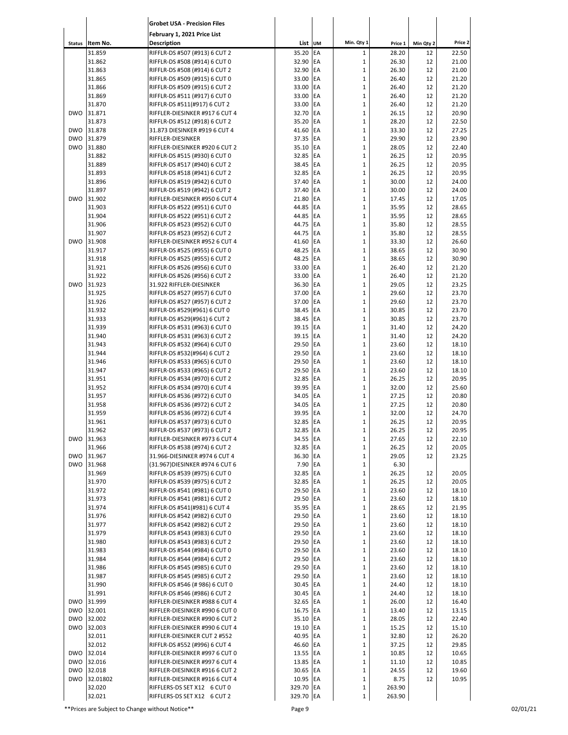**Grobet USA - Precision Files**

**February 1, 2021 Price List**

| Status | Item No. | Description | List | UM | Min. Qty 1 | Price 1 | Min Qty 2 | Price 2 |
|---|---|---|---|---|---|---|---|---|
| | 31.859 | RIFFLR-DS #507 (#913) 6 CUT 2 | 35.20 | EA | 1 | 28.20 | 12 | 22.50 |
| | 31.862 | RIFFLR-DS #508 (#914) 6 CUT 0 | 32.90 | EA | 1 | 26.30 | 12 | 21.00 |
| | 31.863 | RIFFLR-DS #508 (#914) 6 CUT 2 | 32.90 | EA | 1 | 26.30 | 12 | 21.00 |
| | 31.865 | RIFFLR-DS #509 (#915) 6 CUT 0 | 33.00 | EA | 1 | 26.40 | 12 | 21.20 |
| | 31.866 | RIFFLR-DS #509 (#915) 6 CUT 2 | 33.00 | EA | 1 | 26.40 | 12 | 21.20 |
| | 31.869 | RIFFLR-DS #511 (#917) 6 CUT 0 | 33.00 | EA | 1 | 26.40 | 12 | 21.20 |
| | 31.870 | RIFFLR-DS #511(#917) 6 CUT 2 | 33.00 | EA | 1 | 26.40 | 12 | 21.20 |
| DWO | 31.871 | RIFFLER-DIESINKER #917 6 CUT 4 | 32.70 | EA | 1 | 26.15 | 12 | 20.90 |
| | 31.873 | RIFFLR-DS #512 (#918) 6 CUT 2 | 35.20 | EA | 1 | 28.20 | 12 | 22.50 |
| DWO | 31.878 | 31.873 DIESINKER #919 6 CUT 4 | 41.60 | EA | 1 | 33.30 | 12 | 27.25 |
| DWO | 31.879 | RIFFLER-DIESINKER | 37.35 | EA | 1 | 29.90 | 12 | 23.90 |
| DWO | 31.880 | RIFFLER-DIESINKER #920 6 CUT 2 | 35.10 | EA | 1 | 28.05 | 12 | 22.40 |
| | 31.882 | RIFFLR-DS #515 (#930) 6 CUT 0 | 32.85 | EA | 1 | 26.25 | 12 | 20.95 |
| | 31.889 | RIFFLR-DS #517 (#940) 6 CUT 2 | 38.45 | EA | 1 | 26.25 | 12 | 20.95 |
| | 31.893 | RIFFLR-DS #518 (#941) 6 CUT 2 | 32.85 | EA | 1 | 26.25 | 12 | 20.95 |
| | 31.896 | RIFFLR-DS #519 (#942) 6 CUT 0 | 37.40 | EA | 1 | 30.00 | 12 | 24.00 |
| | 31.897 | RIFFLR-DS #519 (#942) 6 CUT 2 | 37.40 | EA | 1 | 30.00 | 12 | 24.00 |
| DWO | 31.902 | RIFFLER-DIESINKER #950 6 CUT 4 | 21.80 | EA | 1 | 17.45 | 12 | 17.05 |
| | 31.903 | RIFFLR-DS #522 (#951) 6 CUT 0 | 44.85 | EA | 1 | 35.95 | 12 | 28.65 |
| | 31.904 | RIFFLR-DS #522 (#951) 6 CUT 2 | 44.85 | EA | 1 | 35.95 | 12 | 28.65 |
| | 31.906 | RIFFLR-DS #523 (#952) 6 CUT 0 | 44.75 | EA | 1 | 35.80 | 12 | 28.55 |
| | 31.907 | RIFFLR-DS #523 (#952) 6 CUT 2 | 44.75 | EA | 1 | 35.80 | 12 | 28.55 |
| DWO | 31.908 | RIFFLER-DIESINKER #952 6 CUT 4 | 41.60 | EA | 1 | 33.30 | 12 | 26.60 |
| | 31.917 | RIFFLR-DS #525 (#955) 6 CUT 0 | 48.25 | EA | 1 | 38.65 | 12 | 30.90 |
| | 31.918 | RIFFLR-DS #525 (#955) 6 CUT 2 | 48.25 | EA | 1 | 38.65 | 12 | 30.90 |
| | 31.921 | RIFFLR-DS #526 (#956) 6 CUT 0 | 33.00 | EA | 1 | 26.40 | 12 | 21.20 |
| | 31.922 | RIFFLR-DS #526 (#956) 6 CUT 2 | 33.00 | EA | 1 | 26.40 | 12 | 21.20 |
| DWO | 31.923 | 31.922 RIFFLER-DIESINKER | 36.30 | EA | 1 | 29.05 | 12 | 23.25 |
| | 31.925 | RIFFLR-DS #527 (#957) 6 CUT 0 | 37.00 | EA | 1 | 29.60 | 12 | 23.70 |
| | 31.926 | RIFFLR-DS #527 (#957) 6 CUT 2 | 37.00 | EA | 1 | 29.60 | 12 | 23.70 |
| | 31.932 | RIFFLR-DS #529(#961) 6 CUT 0 | 38.45 | EA | 1 | 30.85 | 12 | 23.70 |
| | 31.933 | RIFFLR-DS #529(#961) 6 CUT 2 | 38.45 | EA | 1 | 30.85 | 12 | 23.70 |
| | 31.939 | RIFFLR-DS #531 (#963) 6 CUT 0 | 39.15 | EA | 1 | 31.40 | 12 | 24.20 |
| | 31.940 | RIFFLR-DS #531 (#963) 6 CUT 2 | 39.15 | EA | 1 | 31.40 | 12 | 24.20 |
| | 31.943 | RIFFLR-DS #532 (#964) 6 CUT 0 | 29.50 | EA | 1 | 23.60 | 12 | 18.10 |
| | 31.944 | RIFFLR-DS #532(#964) 6 CUT 2 | 29.50 | EA | 1 | 23.60 | 12 | 18.10 |
| | 31.946 | RIFFLR-DS #533 (#965) 6 CUT 0 | 29.50 | EA | 1 | 23.60 | 12 | 18.10 |
| | 31.947 | RIFFLR-DS #533 (#965) 6 CUT 2 | 29.50 | EA | 1 | 23.60 | 12 | 18.10 |
| | 31.951 | RIFFLR-DS #534 (#970) 6 CUT 2 | 32.85 | EA | 1 | 26.25 | 12 | 20.95 |
| | 31.952 | RIFFLR-DS #534 (#970) 6 CUT 4 | 39.95 | EA | 1 | 32.00 | 12 | 25.60 |
| | 31.957 | RIFFLR-DS #536 (#972) 6 CUT 0 | 34.05 | EA | 1 | 27.25 | 12 | 20.80 |
| | 31.958 | RIFFLR-DS #536 (#972) 6 CUT 2 | 34.05 | EA | 1 | 27.25 | 12 | 20.80 |
| | 31.959 | RIFFLR-DS #536 (#972) 6 CUT 4 | 39.95 | EA | 1 | 32.00 | 12 | 24.70 |
| | 31.961 | RIFFLR-DS #537 (#973) 6 CUT 0 | 32.85 | EA | 1 | 26.25 | 12 | 20.95 |
| | 31.962 | RIFFLR-DS #537 (#973) 6 CUT 2 | 32.85 | EA | 1 | 26.25 | 12 | 20.95 |
| DWO | 31.963 | RIFFLER-DIESINKER #973 6 CUT 4 | 34.55 | EA | 1 | 27.65 | 12 | 22.10 |
| | 31.966 | RIFFLR-DS #538 (#974) 6 CUT 2 | 32.85 | EA | 1 | 26.25 | 12 | 20.05 |
| DWO | 31.967 | 31.966-DIESINKER #974 6 CUT 4 | 36.30 | EA | 1 | 29.05 | 12 | 23.25 |
| DWO | 31.968 | (31.967)DIESINKER #974 6 CUT 6 | 7.90 | EA | 1 | 6.30 | | |
| | 31.969 | RIFFLR-DS #539 (#975) 6 CUT 0 | 32.85 | EA | 1 | 26.25 | 12 | 20.05 |
| | 31.970 | RIFFLR-DS #539 (#975) 6 CUT 2 | 32.85 | EA | 1 | 26.25 | 12 | 20.05 |
| | 31.972 | RIFFLR-DS #541 (#981) 6 CUT 0 | 29.50 | EA | 1 | 23.60 | 12 | 18.10 |
| | 31.973 | RIFFLR-DS #541 (#981) 6 CUT 2 | 29.50 | EA | 1 | 23.60 | 12 | 18.10 |
| | 31.974 | RIFFLR-DS #541(#981) 6 CUT 4 | 35.95 | EA | 1 | 28.65 | 12 | 21.95 |
| | 31.976 | RIFFLR-DS #542 (#982) 6 CUT 0 | 29.50 | EA | 1 | 23.60 | 12 | 18.10 |
| | 31.977 | RIFFLR-DS #542 (#982) 6 CUT 2 | 29.50 | EA | 1 | 23.60 | 12 | 18.10 |
| | 31.979 | RIFFLR-DS #543 (#983) 6 CUT 0 | 29.50 | EA | 1 | 23.60 | 12 | 18.10 |
| | 31.980 | RIFFLR-DS #543 (#983) 6 CUT 2 | 29.50 | EA | 1 | 23.60 | 12 | 18.10 |
| | 31.983 | RIFFLR-DS #544 (#984) 6 CUT 0 | 29.50 | EA | 1 | 23.60 | 12 | 18.10 |
| | 31.984 | RIFFLR-DS #544 (#984) 6 CUT 2 | 29.50 | EA | 1 | 23.60 | 12 | 18.10 |
| | 31.986 | RIFFLR-DS #545 (#985) 6 CUT 0 | 29.50 | EA | 1 | 23.60 | 12 | 18.10 |
| | 31.987 | RIFFLR-DS #545 (#985) 6 CUT 2 | 29.50 | EA | 1 | 23.60 | 12 | 18.10 |
| | 31.990 | RIFFLR-DS #546 (# 986) 6 CUT 0 | 30.45 | EA | 1 | 24.40 | 12 | 18.10 |
| | 31.991 | RIFFLR-DS #546 (#986) 6 CUT 2 | 30.45 | EA | 1 | 24.40 | 12 | 18.10 |
| DWO | 31.999 | RIFFLER-DIESINKER #988 6 CUT 4 | 32.65 | EA | 1 | 26.00 | 12 | 16.40 |
| DWO | 32.001 | RIFFLER-DIESINKER #990 6 CUT 0 | 16.75 | EA | 1 | 13.40 | 12 | 13.15 |
| DWO | 32.002 | RIFFLER-DIESINKER #990 6 CUT 2 | 35.10 | EA | 1 | 28.05 | 12 | 22.40 |
| DWO | 32.003 | RIFFLER-DIESINKER #990 6 CUT 4 | 19.10 | EA | 1 | 15.25 | 12 | 15.10 |
| | 32.011 | RIFFLER-DIESINKER CUT 2 #552 | 40.95 | EA | 1 | 32.80 | 12 | 26.20 |
| | 32.012 | RIFFLR-DS #552 (#996) 6 CUT 4 | 46.60 | EA | 1 | 37.25 | 12 | 29.85 |
| DWO | 32.014 | RIFFLER-DIESINKER #997 6 CUT 0 | 13.55 | EA | 1 | 10.85 | 12 | 10.65 |
| DWO | 32.016 | RIFFLER-DIESINKER #997 6 CUT 4 | 13.85 | EA | 1 | 11.10 | 12 | 10.85 |
| DWO | 32.018 | RIFFLER-DIESINKER #916 6 CUT 2 | 30.65 | EA | 1 | 24.55 | 12 | 19.60 |
| DWO | 32.01802 | RIFFLER-DIESINKER #916 6 CUT 4 | 10.95 | EA | 1 | 8.75 | 12 | 10.95 |
| | 32.020 | RIFFLERS-DS SET X12 6 CUT 0 | 329.70 | EA | 1 | 263.90 | | |
| | 32.021 | RIFFLERS-DS SET X12 6 CUT 2 | 329.70 | EA | 1 | 263.90 | | |

**Prices are Subject to Change without Notice**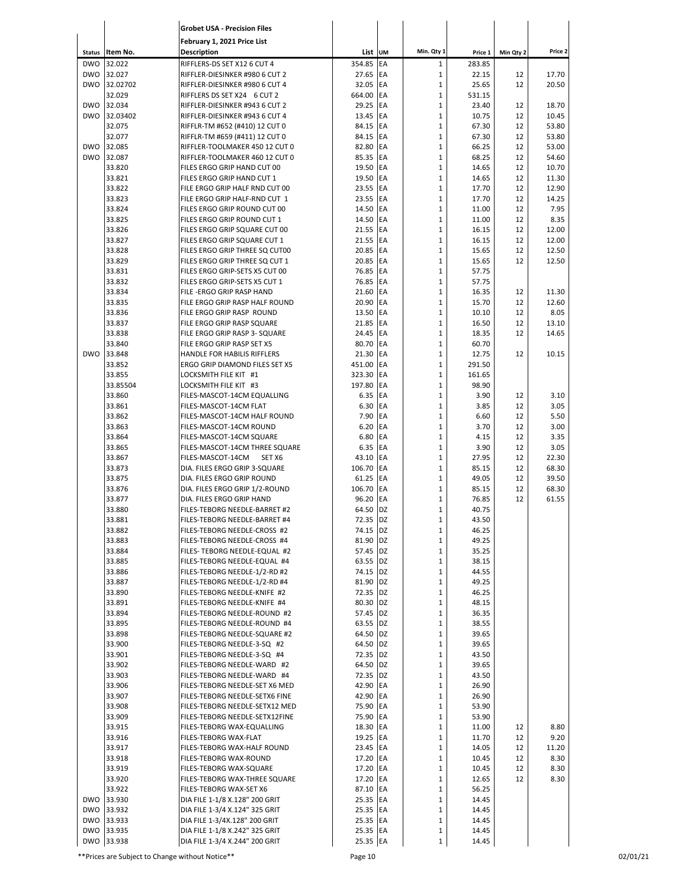**Grobet USA - Precision Files**

**February 1, 2021 Price List**

| Status | Item No. | Description | List | UM | Min. Qty 1 | Price 1 | Min Qty 2 | Price 2 |
|---|---|---|---|---|---|---|---|---|
| DWO | 32.022 | RIFFLERS-DS SET X12 6 CUT 4 | 354.85 | EA | 1 | 283.85 | | |
| DWO | 32.027 | RIFFLER-DIESINKER #980 6 CUT 2 | 27.65 | EA | 1 | 22.15 | 12 | 17.70 |
| DWO | 32.02702 | RIFFLER-DIESINKER #980 6 CUT 4 | 32.05 | EA | 1 | 25.65 | 12 | 20.50 |
| | 32.029 | RIFFLERS DS SET X24 6 CUT 2 | 664.00 | EA | 1 | 531.15 | | |
| DWO | 32.034 | RIFFLER-DIESINKER #943 6 CUT 2 | 29.25 | EA | 1 | 23.40 | 12 | 18.70 |
| DWO | 32.03402 | RIFFLER-DIESINKER #943 6 CUT 4 | 13.45 | EA | 1 | 10.75 | 12 | 10.45 |
| | 32.075 | RIFFLR-TM #652 (#410) 12 CUT 0 | 84.15 | EA | 1 | 67.30 | 12 | 53.80 |
| | 32.077 | RIFFLR-TM #659 (#411) 12 CUT 0 | 84.15 | EA | 1 | 67.30 | 12 | 53.80 |
| DWO | 32.085 | RIFFLER-TOOLMAKER 450 12 CUT 0 | 82.80 | EA | 1 | 66.25 | 12 | 53.00 |
| DWO | 32.087 | RIFFLER-TOOLMAKER 460 12 CUT 0 | 85.35 | EA | 1 | 68.25 | 12 | 54.60 |
| | 33.820 | FILES ERGO GRIP HAND CUT 00 | 19.50 | EA | 1 | 14.65 | 12 | 10.70 |
| | 33.821 | FILES ERGO GRIP HAND CUT 1 | 19.50 | EA | 1 | 14.65 | 12 | 11.30 |
| | 33.822 | FILE ERGO GRIP HALF RND CUT 00 | 23.55 | EA | 1 | 17.70 | 12 | 12.90 |
| | 33.823 | FILE ERGO GRIP HALF-RND CUT 1 | 23.55 | EA | 1 | 17.70 | 12 | 14.25 |
| | 33.824 | FILES ERGO GRIP ROUND CUT 00 | 14.50 | EA | 1 | 11.00 | 12 | 7.95 |
| | 33.825 | FILES ERGO GRIP ROUND CUT 1 | 14.50 | EA | 1 | 11.00 | 12 | 8.35 |
| | 33.826 | FILES ERGO GRIP SQUARE CUT 00 | 21.55 | EA | 1 | 16.15 | 12 | 12.00 |
| | 33.827 | FILES ERGO GRIP SQUARE CUT 1 | 21.55 | EA | 1 | 16.15 | 12 | 12.00 |
| | 33.828 | FILES ERGO GRIP THREE SQ CUT00 | 20.85 | EA | 1 | 15.65 | 12 | 12.50 |
| | 33.829 | FILES ERGO GRIP THREE SQ CUT 1 | 20.85 | EA | 1 | 15.65 | 12 | 12.50 |
| | 33.831 | FILES ERGO GRIP-SETS X5 CUT 00 | 76.85 | EA | 1 | 57.75 | | |
| | 33.832 | FILES ERGO GRIP-SETS X5 CUT 1 | 76.85 | EA | 1 | 57.75 | | |
| | 33.834 | FILE -ERGO GRIP RASP HAND | 21.60 | EA | 1 | 16.35 | 12 | 11.30 |
| | 33.835 | FILE ERGO GRIP RASP HALF ROUND | 20.90 | EA | 1 | 15.70 | 12 | 12.60 |
| | 33.836 | FILE ERGO GRIP RASP ROUND | 13.50 | EA | 1 | 10.10 | 12 | 8.05 |
| | 33.837 | FILE ERGO GRIP RASP SQUARE | 21.85 | EA | 1 | 16.50 | 12 | 13.10 |
| | 33.838 | FILE ERGO GRIP RASP 3- SQUARE | 24.45 | EA | 1 | 18.35 | 12 | 14.65 |
| | 33.840 | FILE ERGO GRIP RASP SET X5 | 80.70 | EA | 1 | 60.70 | | |
| DWO | 33.848 | HANDLE FOR HABILIS RIFFLERS | 21.30 | EA | 1 | 12.75 | 12 | 10.15 |
| | 33.852 | ERGO GRIP DIAMOND FILES SET X5 | 451.00 | EA | 1 | 291.50 | | |
| | 33.855 | LOCKSMITH FILE KIT #1 | 323.30 | EA | 1 | 161.65 | | |
| | 33.85504 | LOCKSMITH FILE KIT #3 | 197.80 | EA | 1 | 98.90 | | |
| | 33.860 | FILES-MASCOT-14CM EQUALLING | 6.35 | EA | 1 | 3.90 | 12 | 3.10 |
| | 33.861 | FILES-MASCOT-14CM FLAT | 6.30 | EA | 1 | 3.85 | 12 | 3.05 |
| | 33.862 | FILES-MASCOT-14CM HALF ROUND | 7.90 | EA | 1 | 6.60 | 12 | 5.50 |
| | 33.863 | FILES-MASCOT-14CM ROUND | 6.20 | EA | 1 | 3.70 | 12 | 3.00 |
| | 33.864 | FILES-MASCOT-14CM SQUARE | 6.80 | EA | 1 | 4.15 | 12 | 3.35 |
| | 33.865 | FILES-MASCOT-14CM THREE SQUARE | 6.35 | EA | 1 | 3.90 | 12 | 3.05 |
| | 33.867 | FILES-MASCOT-14CM SET X6 | 43.10 | EA | 1 | 27.95 | 12 | 22.30 |
| | 33.873 | DIA. FILES ERGO GRIP 3-SQUARE | 106.70 | EA | 1 | 85.15 | 12 | 68.30 |
| | 33.875 | DIA. FILES ERGO GRIP ROUND | 61.25 | EA | 1 | 49.05 | 12 | 39.50 |
| | 33.876 | DIA. FILES ERGO GRIP 1/2-ROUND | 106.70 | EA | 1 | 85.15 | 12 | 68.30 |
| | 33.877 | DIA. FILES ERGO GRIP HAND | 96.20 | EA | 1 | 76.85 | 12 | 61.55 |
| | 33.880 | FILES-TEBORG NEEDLE-BARRET #2 | 64.50 | DZ | 1 | 40.75 | | |
| | 33.881 | FILES-TEBORG NEEDLE-BARRET #4 | 72.35 | DZ | 1 | 43.50 | | |
| | 33.882 | FILES-TEBORG NEEDLE-CROSS #2 | 74.15 | DZ | 1 | 46.25 | | |
| | 33.883 | FILES-TEBORG NEEDLE-CROSS #4 | 81.90 | DZ | 1 | 49.25 | | |
| | 33.884 | FILES- TEBORG NEEDLE-EQUAL #2 | 57.45 | DZ | 1 | 35.25 | | |
| | 33.885 | FILES-TEBORG NEEDLE-EQUAL #4 | 63.55 | DZ | 1 | 38.15 | | |
| | 33.886 | FILES-TEBORG NEEDLE-1/2-RD #2 | 74.15 | DZ | 1 | 44.55 | | |
| | 33.887 | FILES-TEBORG NEEDLE-1/2-RD #4 | 81.90 | DZ | 1 | 49.25 | | |
| | 33.890 | FILES-TEBORG NEEDLE-KNIFE #2 | 72.35 | DZ | 1 | 46.25 | | |
| | 33.891 | FILES-TEBORG NEEDLE-KNIFE #4 | 80.30 | DZ | 1 | 48.15 | | |
| | 33.894 | FILES-TEBORG NEEDLE-ROUND #2 | 57.45 | DZ | 1 | 36.35 | | |
| | 33.895 | FILES-TEBORG NEEDLE-ROUND #4 | 63.55 | DZ | 1 | 38.55 | | |
| | 33.898 | FILES-TEBORG NEEDLE-SQUARE #2 | 64.50 | DZ | 1 | 39.65 | | |
| | 33.900 | FILES-TEBORG NEEDLE-3-SQ #2 | 64.50 | DZ | 1 | 39.65 | | |
| | 33.901 | FILES-TEBORG NEEDLE-3-SQ #4 | 72.35 | DZ | 1 | 43.50 | | |
| | 33.902 | FILES-TEBORG NEEDLE-WARD #2 | 64.50 | DZ | 1 | 39.65 | | |
| | 33.903 | FILES-TEBORG NEEDLE-WARD #4 | 72.35 | DZ | 1 | 43.50 | | |
| | 33.906 | FILES-TEBORG NEEDLE-SET X6 MED | 42.90 | EA | 1 | 26.90 | | |
| | 33.907 | FILES-TEBORG NEEDLE-SETX6 FINE | 42.90 | EA | 1 | 26.90 | | |
| | 33.908 | FILES-TEBORG NEEDLE-SETX12 MED | 75.90 | EA | 1 | 53.90 | | |
| | 33.909 | FILES-TEBORG NEEDLE-SETX12FINE | 75.90 | EA | 1 | 53.90 | | |
| | 33.915 | FILES-TEBORG WAX-EQUALLING | 18.30 | EA | 1 | 11.00 | 12 | 8.80 |
| | 33.916 | FILES-TEBORG WAX-FLAT | 19.25 | EA | 1 | 11.70 | 12 | 9.20 |
| | 33.917 | FILES-TEBORG WAX-HALF ROUND | 23.45 | EA | 1 | 14.05 | 12 | 11.20 |
| | 33.918 | FILES-TEBORG WAX-ROUND | 17.20 | EA | 1 | 10.45 | 12 | 8.30 |
| | 33.919 | FILES-TEBORG WAX-SQUARE | 17.20 | EA | 1 | 10.45 | 12 | 8.30 |
| | 33.920 | FILES-TEBORG WAX-THREE SQUARE | 17.20 | EA | 1 | 12.65 | 12 | 8.30 |
| | 33.922 | FILES-TEBORG WAX-SET X6 | 87.10 | EA | 1 | 56.25 | | |
| DWO | 33.930 | DIA FILE 1-1/8 X.128" 200 GRIT | 25.35 | EA | 1 | 14.45 | | |
| DWO | 33.932 | DIA FILE 1-3/4 X.124" 325 GRIT | 25.35 | EA | 1 | 14.45 | | |
| DWO | 33.933 | DIA FILE 1-3/4X.128" 200 GRIT | 25.35 | EA | 1 | 14.45 | | |
| DWO | 33.935 | DIA FILE 1-1/8 X.242" 325 GRIT | 25.35 | EA | 1 | 14.45 | | |
| DWO | 33.938 | DIA FILE 1-3/4 X.244" 200 GRIT | 25.35 | EA | 1 | 14.45 | | |

**Prices are Subject to Change without Notice**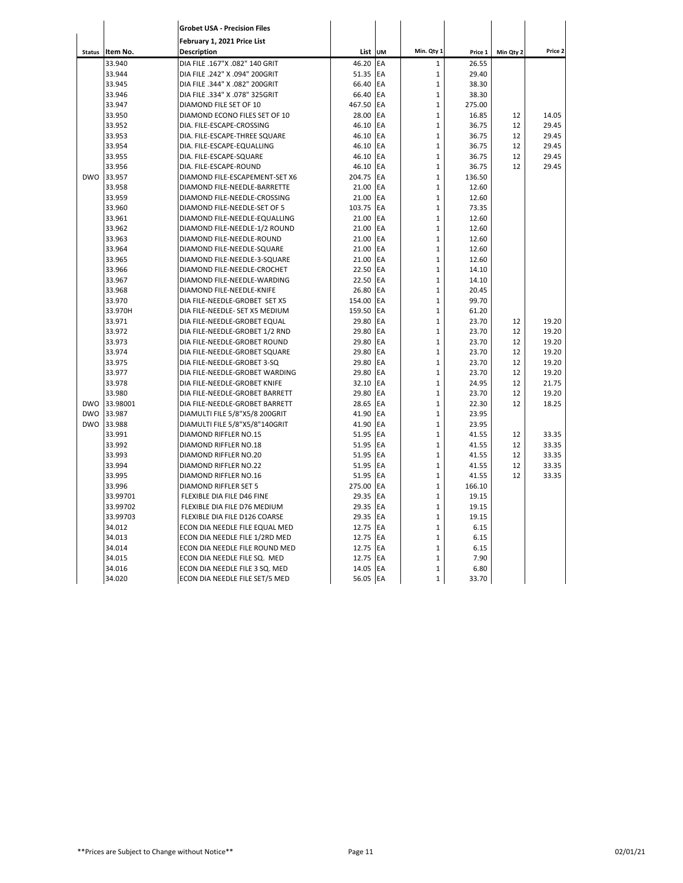| Status | Item No. | Grobet USA - Precision Files<br>February 1, 2021 Price List<br>Description | List | UM | Min. Qty 1 | Price 1 | Min Qty 2 | Price 2 |
|---|---|---|---|---|---|---|---|---|
| | 33.940 | DIA FILE .167"X .082" 140 GRIT | 46.20 | EA | 1 | 26.55 | | |
| | 33.944 | DIA FILE .242" X .094" 200GRIT | 51.35 | EA | 1 | 29.40 | | |
| | 33.945 | DIA FILE .344" X .082" 200GRIT | 66.40 | EA | 1 | 38.30 | | |
| | 33.946 | DIA FILE .334" X .078" 325GRIT | 66.40 | EA | 1 | 38.30 | | |
| | 33.947 | DIAMOND FILE SET OF 10 | 467.50 | EA | 1 | 275.00 | | |
| | 33.950 | DIAMOND ECONO FILES SET OF 10 | 28.00 | EA | 1 | 16.85 | 12 | 14.05 |
| | 33.952 | DIA. FILE-ESCAPE-CROSSING | 46.10 | EA | 1 | 36.75 | 12 | 29.45 |
| | 33.953 | DIA. FILE-ESCAPE-THREE SQUARE | 46.10 | EA | 1 | 36.75 | 12 | 29.45 |
| | 33.954 | DIA. FILE-ESCAPE-EQUALLING | 46.10 | EA | 1 | 36.75 | 12 | 29.45 |
| | 33.955 | DIA. FILE-ESCAPE-SQUARE | 46.10 | EA | 1 | 36.75 | 12 | 29.45 |
| | 33.956 | DIA. FILE-ESCAPE-ROUND | 46.10 | EA | 1 | 36.75 | 12 | 29.45 |
| DWO | 33.957 | DIAMOND FILE-ESCAPEMENT-SET X6 | 204.75 | EA | 1 | 136.50 | | |
| | 33.958 | DIAMOND FILE-NEEDLE-BARRETTE | 21.00 | EA | 1 | 12.60 | | |
| | 33.959 | DIAMOND FILE-NEEDLE-CROSSING | 21.00 | EA | 1 | 12.60 | | |
| | 33.960 | DIAMOND FILE-NEEDLE-SET OF 5 | 103.75 | EA | 1 | 73.35 | | |
| | 33.961 | DIAMOND FILE-NEEDLE-EQUALLING | 21.00 | EA | 1 | 12.60 | | |
| | 33.962 | DIAMOND FILE-NEEDLE-1/2 ROUND | 21.00 | EA | 1 | 12.60 | | |
| | 33.963 | DIAMOND FILE-NEEDLE-ROUND | 21.00 | EA | 1 | 12.60 | | |
| | 33.964 | DIAMOND FILE-NEEDLE-SQUARE | 21.00 | EA | 1 | 12.60 | | |
| | 33.965 | DIAMOND FILE-NEEDLE-3-SQUARE | 21.00 | EA | 1 | 12.60 | | |
| | 33.966 | DIAMOND FILE-NEEDLE-CROCHET | 22.50 | EA | 1 | 14.10 | | |
| | 33.967 | DIAMOND FILE-NEEDLE-WARDING | 22.50 | EA | 1 | 14.10 | | |
| | 33.968 | DIAMOND FILE-NEEDLE-KNIFE | 26.80 | EA | 1 | 20.45 | | |
| | 33.970 | DIA FILE-NEEDLE-GROBET SET X5 | 154.00 | EA | 1 | 99.70 | | |
| | 33.970H | DIA FILE-NEEDLE- SET X5 MEDIUM | 159.50 | EA | 1 | 61.20 | | |
| | 33.971 | DIA FILE-NEEDLE-GROBET EQUAL | 29.80 | EA | 1 | 23.70 | 12 | 19.20 |
| | 33.972 | DIA FILE-NEEDLE-GROBET 1/2 RND | 29.80 | EA | 1 | 23.70 | 12 | 19.20 |
| | 33.973 | DIA FILE-NEEDLE-GROBET ROUND | 29.80 | EA | 1 | 23.70 | 12 | 19.20 |
| | 33.974 | DIA FILE-NEEDLE-GROBET SQUARE | 29.80 | EA | 1 | 23.70 | 12 | 19.20 |
| | 33.975 | DIA FILE-NEEDLE-GROBET 3-SQ | 29.80 | EA | 1 | 23.70 | 12 | 19.20 |
| | 33.977 | DIA FILE-NEEDLE-GROBET WARDING | 29.80 | EA | 1 | 23.70 | 12 | 19.20 |
| | 33.978 | DIA FILE-NEEDLE-GROBET KNIFE | 32.10 | EA | 1 | 24.95 | 12 | 21.75 |
| | 33.980 | DIA FILE-NEEDLE-GROBET BARRETT | 29.80 | EA | 1 | 23.70 | 12 | 19.20 |
| DWO | 33.98001 | DIA FILE-NEEDLE-GROBET BARRETT | 28.65 | EA | 1 | 22.30 | 12 | 18.25 |
| DWO | 33.987 | DIAMULTI FILE 5/8"X5/8 200GRIT | 41.90 | EA | 1 | 23.95 | | |
| DWO | 33.988 | DIAMULTI FILE 5/8"X5/8"140GRIT | 41.90 | EA | 1 | 23.95 | | |
| | 33.991 | DIAMOND RIFFLER NO.15 | 51.95 | EA | 1 | 41.55 | 12 | 33.35 |
| | 33.992 | DIAMOND RIFFLER NO.18 | 51.95 | EA | 1 | 41.55 | 12 | 33.35 |
| | 33.993 | DIAMOND RIFFLER NO.20 | 51.95 | EA | 1 | 41.55 | 12 | 33.35 |
| | 33.994 | DIAMOND RIFFLER NO.22 | 51.95 | EA | 1 | 41.55 | 12 | 33.35 |
| | 33.995 | DIAMOND RIFFLER NO.16 | 51.95 | EA | 1 | 41.55 | 12 | 33.35 |
| | 33.996 | DIAMOND RIFFLER SET 5 | 275.00 | EA | 1 | 166.10 | | |
| | 33.99701 | FLEXIBLE DIA FILE D46 FINE | 29.35 | EA | 1 | 19.15 | | |
| | 33.99702 | FLEXIBLE DIA FILE D76 MEDIUM | 29.35 | EA | 1 | 19.15 | | |
| | 33.99703 | FLEXIBLE DIA FILE D126 COARSE | 29.35 | EA | 1 | 19.15 | | |
| | 34.012 | ECON DIA NEEDLE FILE EQUAL MED | 12.75 | EA | 1 | 6.15 | | |
| | 34.013 | ECON DIA NEEDLE FILE 1/2RD MED | 12.75 | EA | 1 | 6.15 | | |
| | 34.014 | ECON DIA NEEDLE FILE ROUND MED | 12.75 | EA | 1 | 6.15 | | |
| | 34.015 | ECON DIA NEEDLE FILE SQ. MED | 12.75 | EA | 1 | 7.90 | | |
| | 34.016 | ECON DIA NEEDLE FILE 3 SQ. MED | 14.05 | EA | 1 | 6.80 | | |
| | 34.020 | ECON DIA NEEDLE FILE SET/5 MED | 56.05 | EA | 1 | 33.70 | | |

**Prices are Subject to Change without Notice**